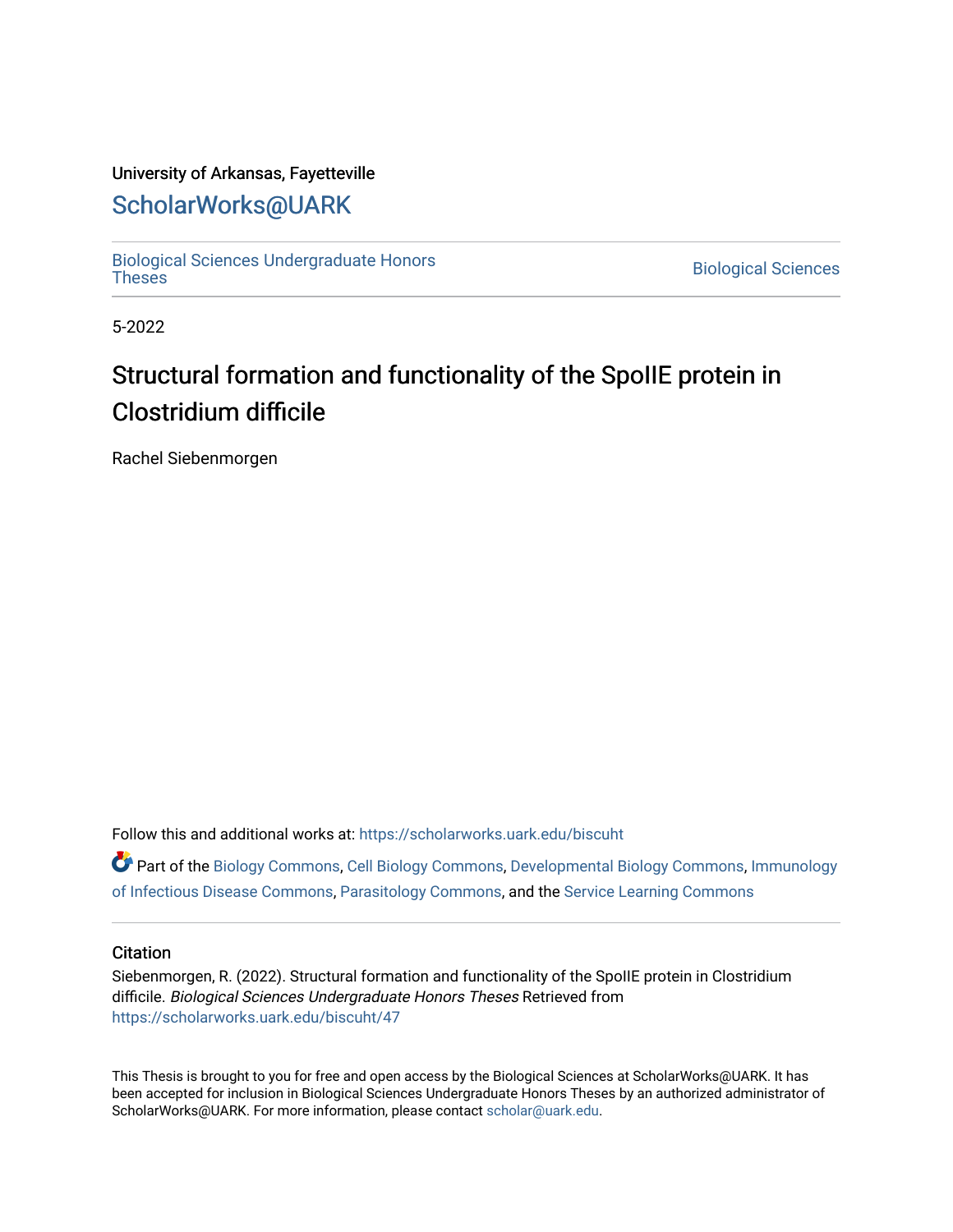University of Arkansas, Fayetteville

# ScholarWorks@UARK

Biological Sciences Undergraduate Honors Theses

Biological Sciences

5-2022

# Structural formation and functionality of the SpoIIE protein in Clostridium difficile

Rachel Siebenmorgen

Follow this and additional works at: https://scholarworks.uark.edu/biscuht

Part of the Biology Commons, Cell Biology Commons, Developmental Biology Commons, Immunology of Infectious Disease Commons, Parasitology Commons, and the Service Learning Commons

## Citation

Siebenmorgen, R. (2022). Structural formation and functionality of the SpoIIE protein in Clostridium difficile. *Biological Sciences Undergraduate Honors Theses* Retrieved from https://scholarworks.uark.edu/biscuht/47

This Thesis is brought to you for free and open access by the Biological Sciences at ScholarWorks@UARK. It has been accepted for inclusion in Biological Sciences Undergraduate Honors Theses by an authorized administrator of ScholarWorks@UARK. For more information, please contact scholar@uark.edu.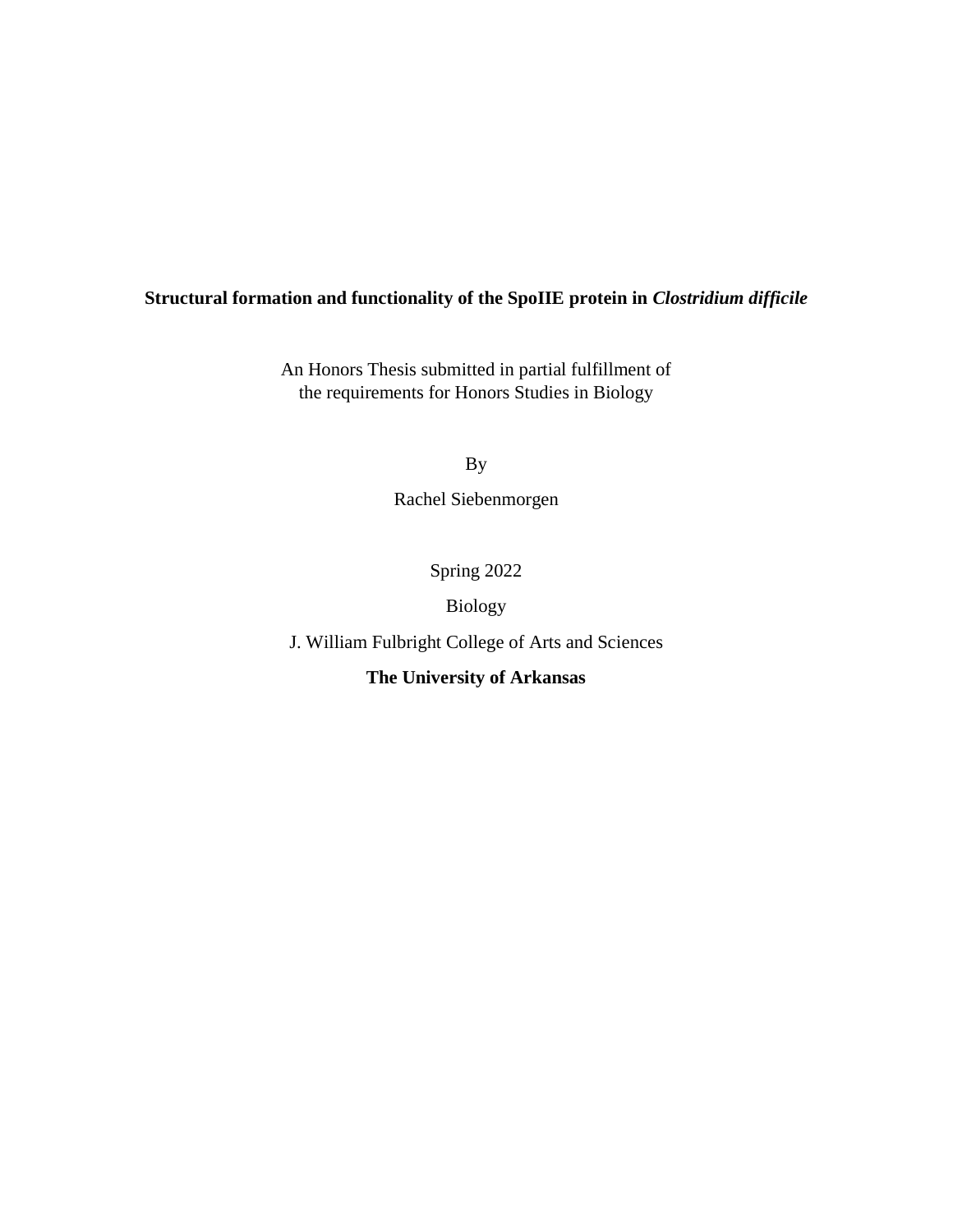**Structural formation and functionality of the SpoIIE protein in *Clostridium difficile***

An Honors Thesis submitted in partial fulfillment of
the requirements for Honors Studies in Biology

By

Rachel Siebenmorgen

Spring 2022

Biology

J. William Fulbright College of Arts and Sciences

**The University of Arkansas**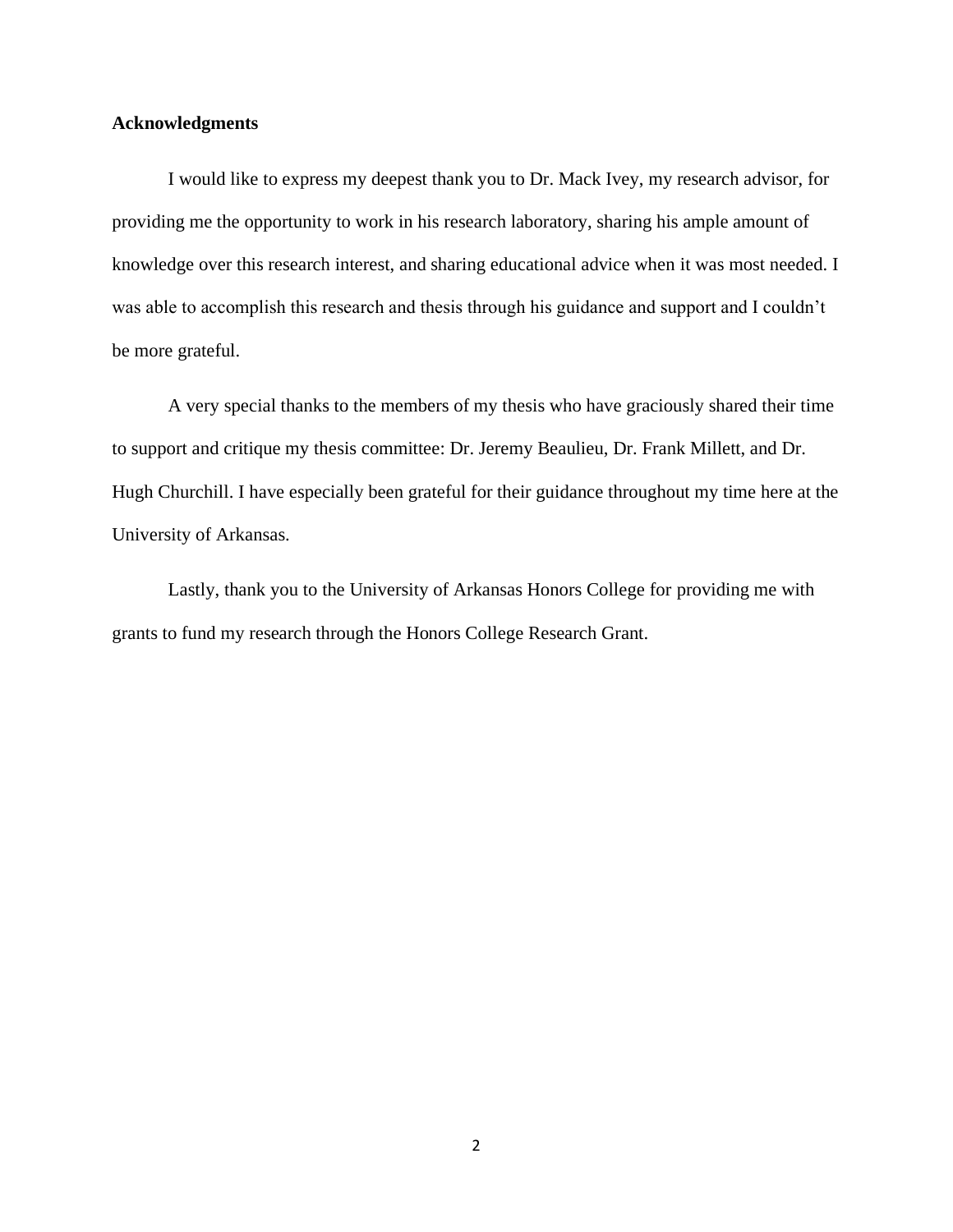**Acknowledgments**

I would like to express my deepest thank you to Dr. Mack Ivey, my research advisor, for providing me the opportunity to work in his research laboratory, sharing his ample amount of knowledge over this research interest, and sharing educational advice when it was most needed. I was able to accomplish this research and thesis through his guidance and support and I couldn't be more grateful.

A very special thanks to the members of my thesis who have graciously shared their time to support and critique my thesis committee: Dr. Jeremy Beaulieu, Dr. Frank Millett, and Dr. Hugh Churchill. I have especially been grateful for their guidance throughout my time here at the University of Arkansas.

Lastly, thank you to the University of Arkansas Honors College for providing me with grants to fund my research through the Honors College Research Grant.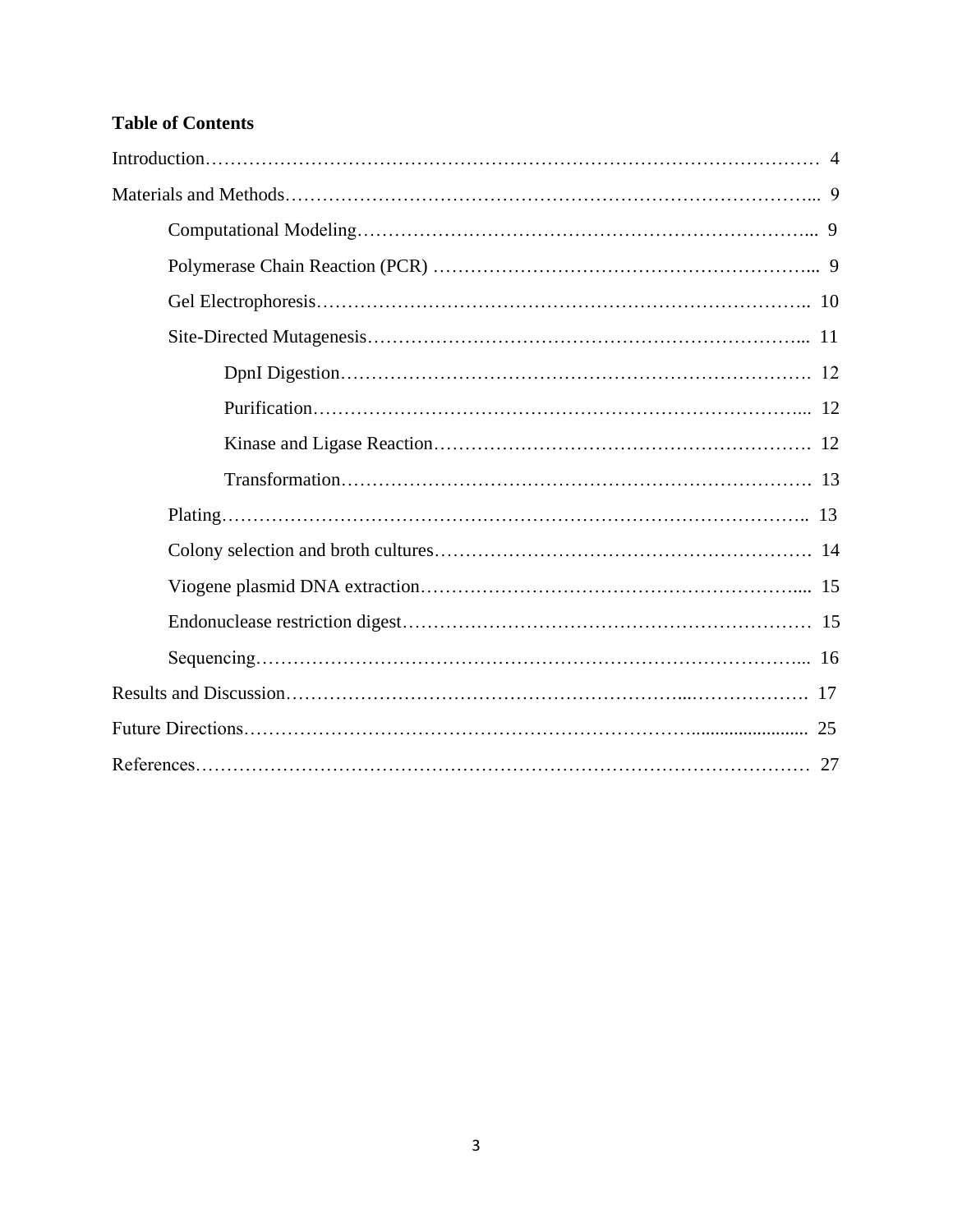**Table of Contents**

Introduction………………………………………………………………………………………… 4

Materials and Methods…………………………………………………………………………... 9

- Computational Modeling…………………………………………………………………... 9
- Polymerase Chain Reaction (PCR) …………………………………………………….... 9
- Gel Electrophoresis……………………………………………………………………….. 10
- Site-Directed Mutagenesis……………………………………………………………….... 11
  - DpnI Digestion………………………………………………………………………. 12
  - Purification…………………………………………………………………………... 12
  - Kinase and Ligase Reaction…………………………………………………………. 12
  - Transformation………………………………………………………………………. 13
- Plating…………………………………………………………………………………….. 13
- Colony selection and broth cultures………………………………………………………. 14
- Viogene plasmid DNA extraction…………………………………………………….... 15
- Endonuclease restriction digest………………………………………………………… 15
- Sequencing…………………………………………………………………………….... 16

Results and Discussion………………………………………………………...………………. 17

Future Directions……………………………………………………………........................ 25

References……………………………………………………………………………………… 27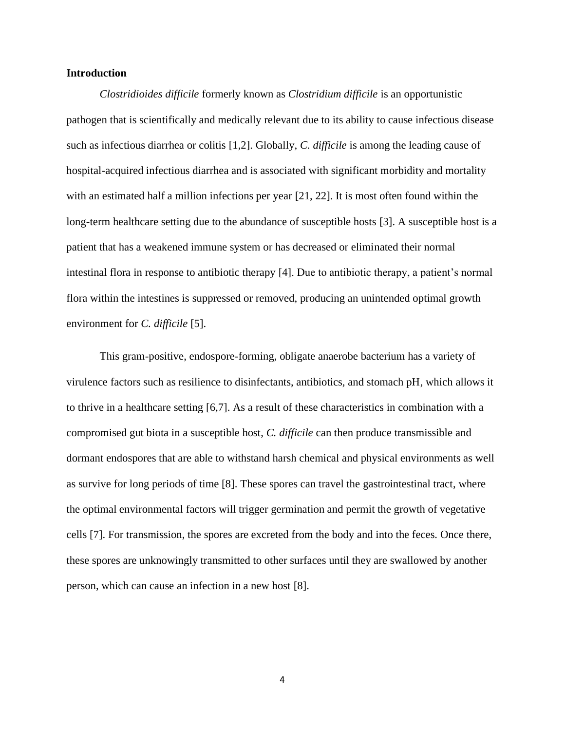## Introduction

*Clostridioides difficile* formerly known as *Clostridium difficile* is an opportunistic pathogen that is scientifically and medically relevant due to its ability to cause infectious disease such as infectious diarrhea or colitis [1,2]. Globally, *C. difficile* is among the leading cause of hospital-acquired infectious diarrhea and is associated with significant morbidity and mortality with an estimated half a million infections per year [21, 22]. It is most often found within the long-term healthcare setting due to the abundance of susceptible hosts [3]. A susceptible host is a patient that has a weakened immune system or has decreased or eliminated their normal intestinal flora in response to antibiotic therapy [4]. Due to antibiotic therapy, a patient's normal flora within the intestines is suppressed or removed, producing an unintended optimal growth environment for *C. difficile* [5].

This gram-positive, endospore-forming, obligate anaerobe bacterium has a variety of virulence factors such as resilience to disinfectants, antibiotics, and stomach pH, which allows it to thrive in a healthcare setting [6,7]. As a result of these characteristics in combination with a compromised gut biota in a susceptible host, *C. difficile* can then produce transmissible and dormant endospores that are able to withstand harsh chemical and physical environments as well as survive for long periods of time [8]. These spores can travel the gastrointestinal tract, where the optimal environmental factors will trigger germination and permit the growth of vegetative cells [7]. For transmission, the spores are excreted from the body and into the feces. Once there, these spores are unknowingly transmitted to other surfaces until they are swallowed by another person, which can cause an infection in a new host [8].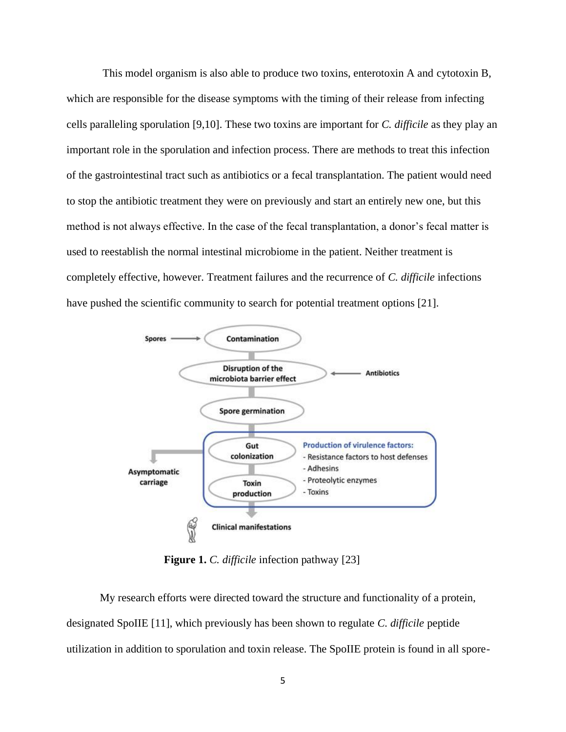This model organism is also able to produce two toxins, enterotoxin A and cytotoxin B, which are responsible for the disease symptoms with the timing of their release from infecting cells paralleling sporulation [9,10]. These two toxins are important for *C. difficile* as they play an important role in the sporulation and infection process. There are methods to treat this infection of the gastrointestinal tract such as antibiotics or a fecal transplantation. The patient would need to stop the antibiotic treatment they were on previously and start an entirely new one, but this method is not always effective. In the case of the fecal transplantation, a donor's fecal matter is used to reestablish the normal intestinal microbiome in the patient. Neither treatment is completely effective, however. Treatment failures and the recurrence of *C. difficile* infections have pushed the scientific community to search for potential treatment options [21].

**Figure 1.** *C. difficile* infection pathway [23]

My research efforts were directed toward the structure and functionality of a protein, designated SpoIIE [11], which previously has been shown to regulate *C. difficile* peptide utilization in addition to sporulation and toxin release. The SpoIIE protein is found in all spore-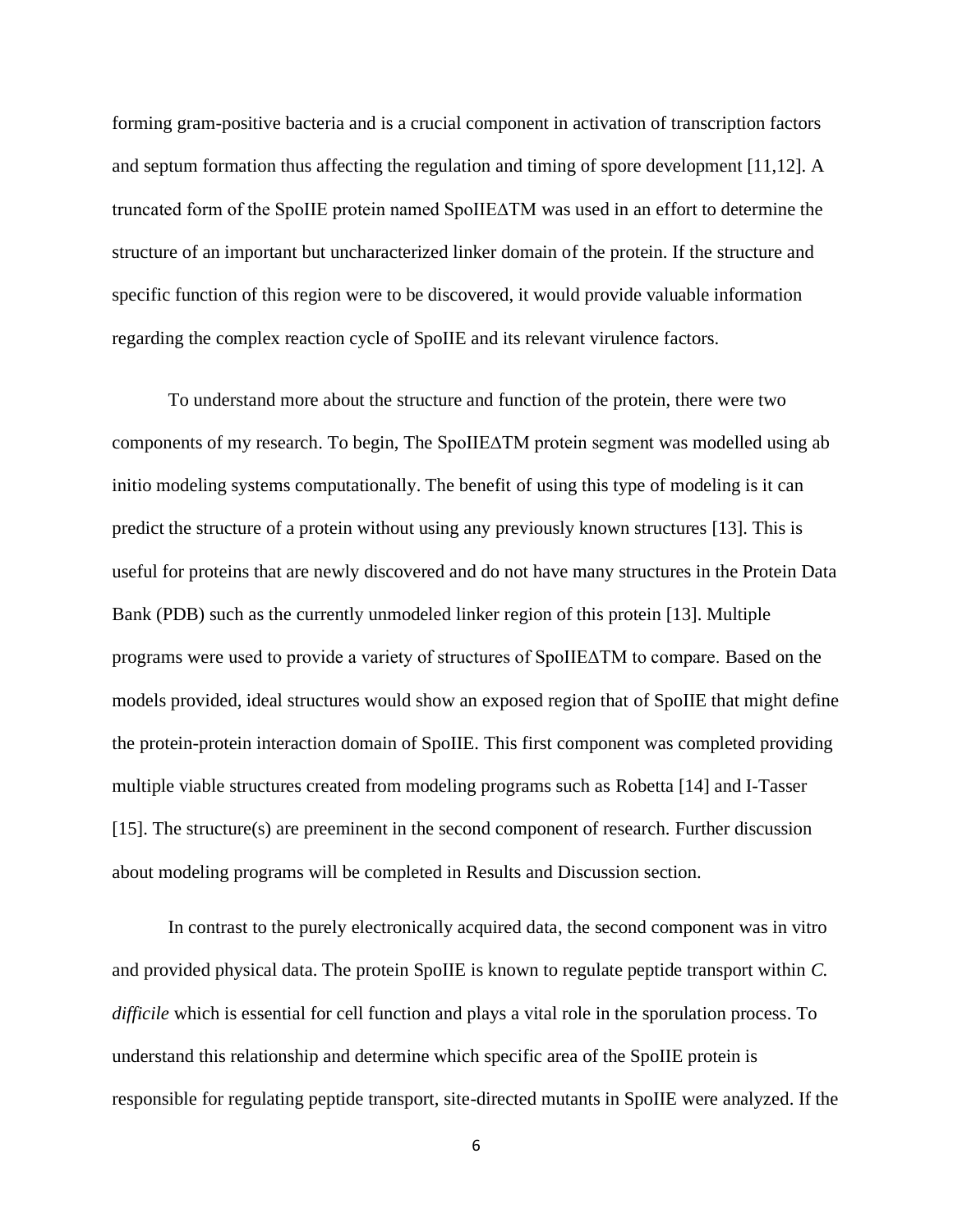forming gram-positive bacteria and is a crucial component in activation of transcription factors and septum formation thus affecting the regulation and timing of spore development [11,12]. A truncated form of the SpoIIE protein named SpoIIEΔTM was used in an effort to determine the structure of an important but uncharacterized linker domain of the protein. If the structure and specific function of this region were to be discovered, it would provide valuable information regarding the complex reaction cycle of SpoIIE and its relevant virulence factors.

To understand more about the structure and function of the protein, there were two components of my research. To begin, The SpoIIEΔTM protein segment was modelled using ab initio modeling systems computationally. The benefit of using this type of modeling is it can predict the structure of a protein without using any previously known structures [13]. This is useful for proteins that are newly discovered and do not have many structures in the Protein Data Bank (PDB) such as the currently unmodeled linker region of this protein [13]. Multiple programs were used to provide a variety of structures of SpoIIEΔTM to compare. Based on the models provided, ideal structures would show an exposed region that of SpoIIE that might define the protein-protein interaction domain of SpoIIE. This first component was completed providing multiple viable structures created from modeling programs such as Robetta [14] and I-Tasser [15]. The structure(s) are preeminent in the second component of research. Further discussion about modeling programs will be completed in Results and Discussion section.

In contrast to the purely electronically acquired data, the second component was in vitro and provided physical data. The protein SpoIIE is known to regulate peptide transport within *C. difficile* which is essential for cell function and plays a vital role in the sporulation process. To understand this relationship and determine which specific area of the SpoIIE protein is responsible for regulating peptide transport, site-directed mutants in SpoIIE were analyzed. If the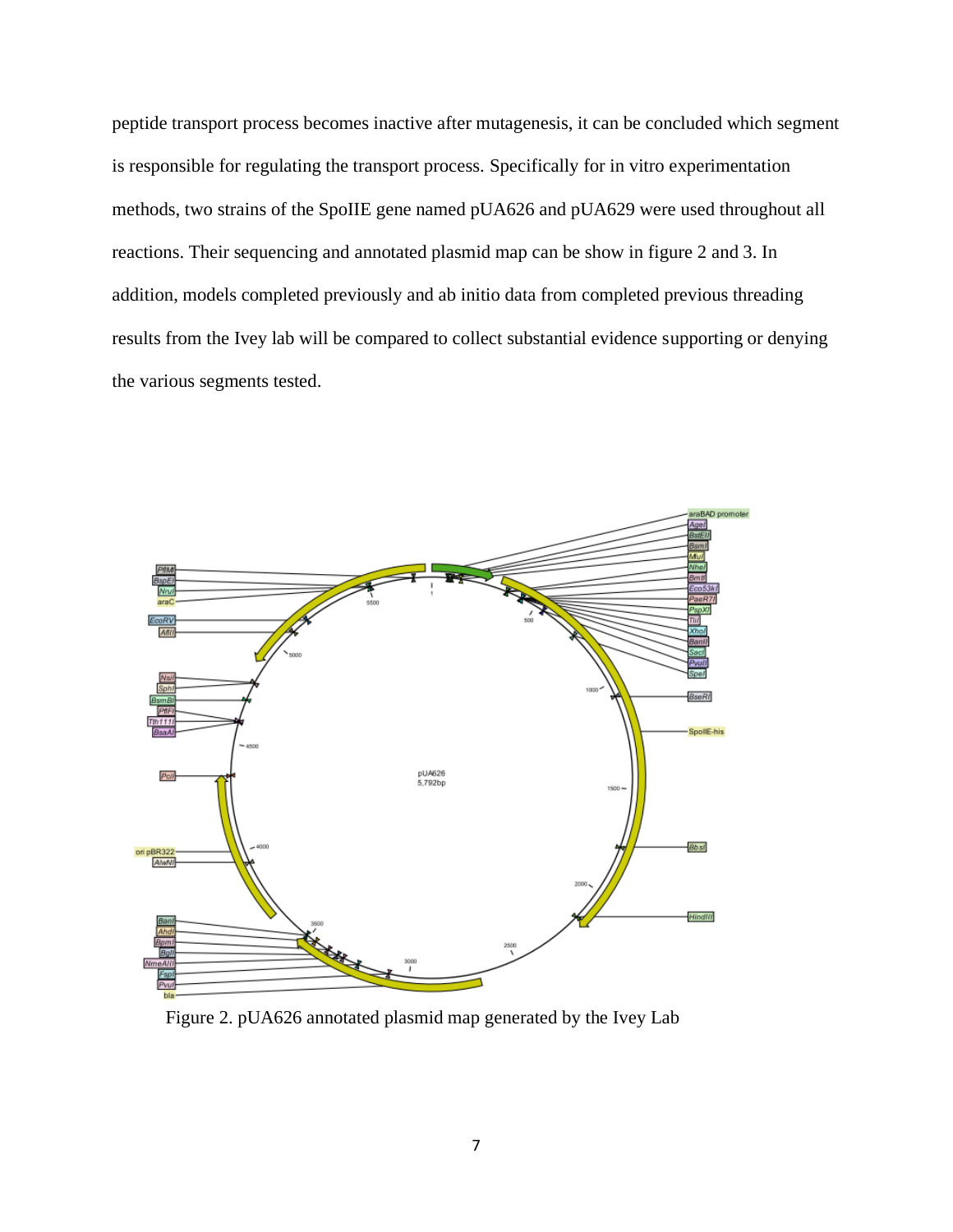peptide transport process becomes inactive after mutagenesis, it can be concluded which segment is responsible for regulating the transport process. Specifically for in vitro experimentation methods, two strains of the SpoIIE gene named pUA626 and pUA629 were used throughout all reactions. Their sequencing and annotated plasmid map can be show in figure 2 and 3. In addition, models completed previously and ab initio data from completed previous threading results from the Ivey lab will be compared to collect substantial evidence supporting or denying the various segments tested.

Figure 2. pUA626 annotated plasmid map generated by the Ivey Lab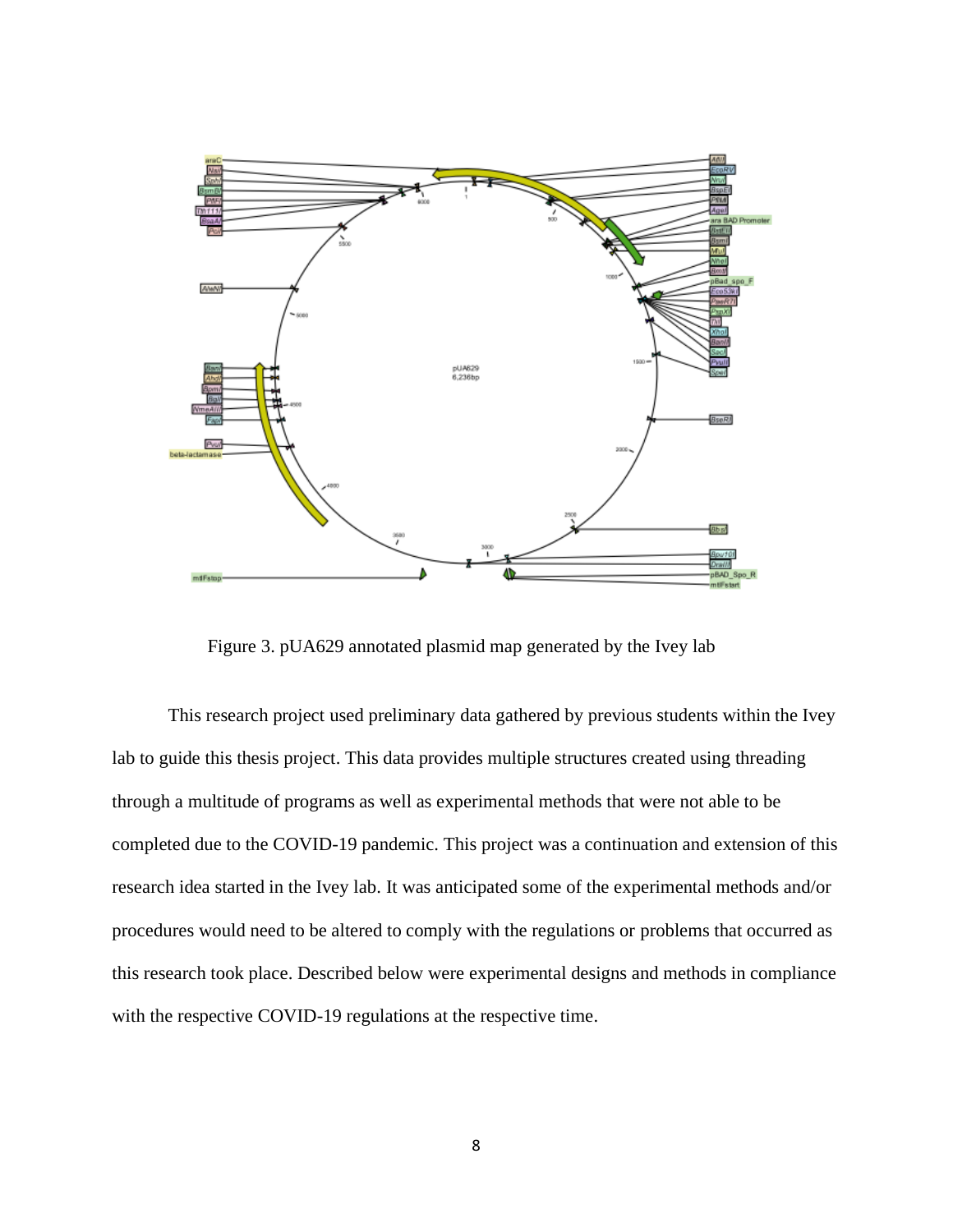Figure 3. pUA629 annotated plasmid map generated by the Ivey lab

This research project used preliminary data gathered by previous students within the Ivey lab to guide this thesis project. This data provides multiple structures created using threading through a multitude of programs as well as experimental methods that were not able to be completed due to the COVID-19 pandemic. This project was a continuation and extension of this research idea started in the Ivey lab. It was anticipated some of the experimental methods and/or procedures would need to be altered to comply with the regulations or problems that occurred as this research took place. Described below were experimental designs and methods in compliance with the respective COVID-19 regulations at the respective time.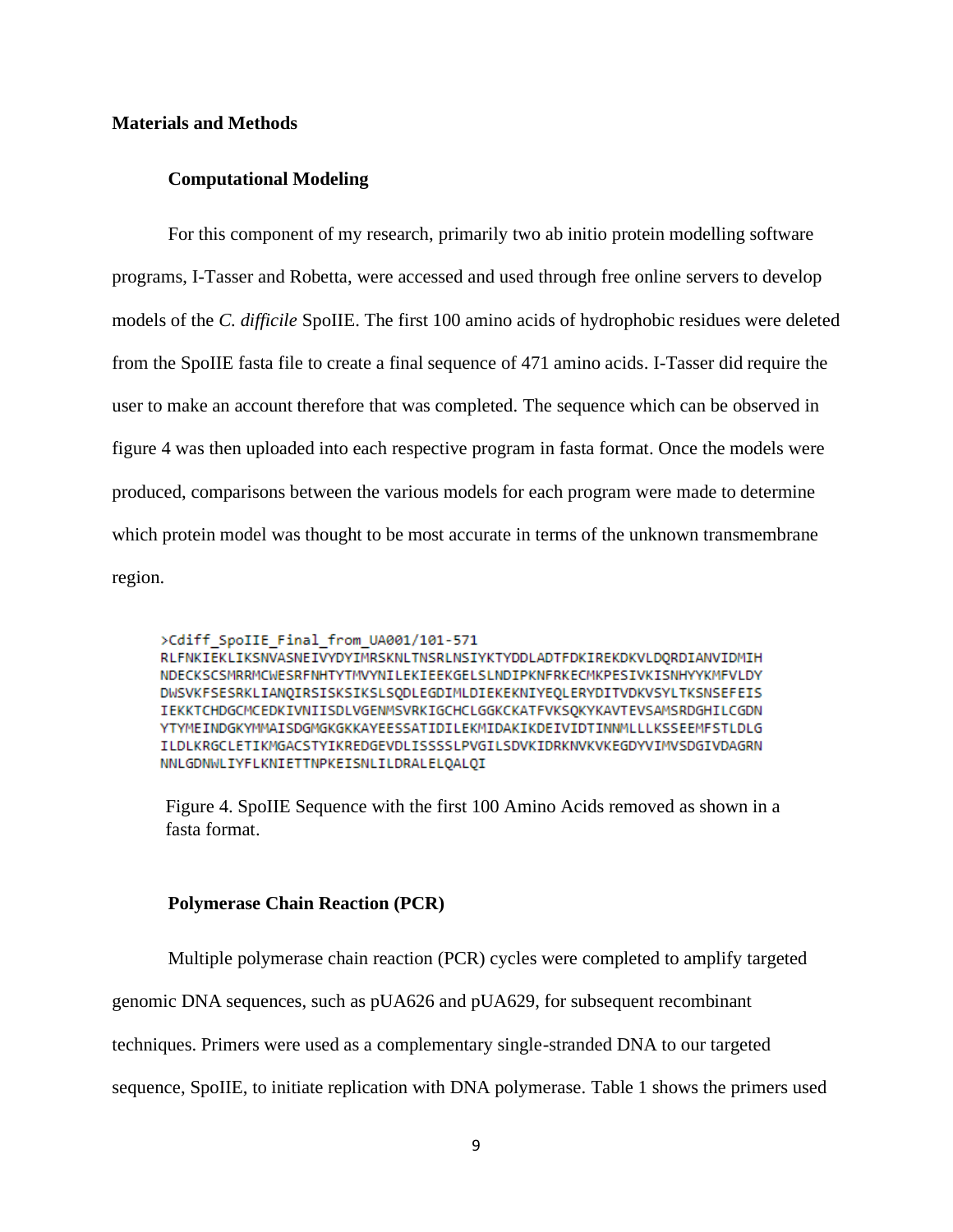## Materials and Methods

### Computational Modeling

For this component of my research, primarily two ab initio protein modelling software programs, I-Tasser and Robetta, were accessed and used through free online servers to develop models of the *C. difficile* SpoIIE. The first 100 amino acids of hydrophobic residues were deleted from the SpoIIE fasta file to create a final sequence of 471 amino acids. I-Tasser did require the user to make an account therefore that was completed. The sequence which can be observed in figure 4 was then uploaded into each respective program in fasta format. Once the models were produced, comparisons between the various models for each program were made to determine which protein model was thought to be most accurate in terms of the unknown transmembrane region.

```
>Cdiff_SpoIIE_Final_from_UA001/101-571
RLFNKIEKLIKSNVASNEIVYDYIMRSKNLTNSRLNSIYKTYDDLADTFDKIREKDKVLDQRDIANVIDMIH
NDECKSCSMRRMCWESRFNHTYTMVYNILEKIEEKGELSLNDIPKNFRKECMKPESIVKISNHYYKMFVLDY
DWSVKFSESRKLIANQIRSISKSIKSLSQDLEGDIMLDIEKEKNIYEQLERYDITVDKVSYLTKSNSEFEIS
IEKKTCHDGCMCEDKIVNIISDLVGENMSVRKIGCHCLGGKCKATFVKSQKYKAVTEVSAMSRDGHILCGDN
YTYMEINDGKYMMAISDGMGKGKKAYEESSATIDILEKMIDAKIKDEIVIDTINNMLLLKSSEEMFSTLDLG
ILDLKRGCLETIKMGACSTYIKREDGEVDLISSSSLPVGILSDVKIDRKNVKVKEGDYVIMVSDGIVDAGRN
NNLGDNWLIYFLKNIETTNPKEISNLILDRALELQALQI
```

Figure 4. SpoIIE Sequence with the first 100 Amino Acids removed as shown in a fasta format.

### Polymerase Chain Reaction (PCR)

Multiple polymerase chain reaction (PCR) cycles were completed to amplify targeted genomic DNA sequences, such as pUA626 and pUA629, for subsequent recombinant techniques. Primers were used as a complementary single-stranded DNA to our targeted sequence, SpoIIE, to initiate replication with DNA polymerase. Table 1 shows the primers used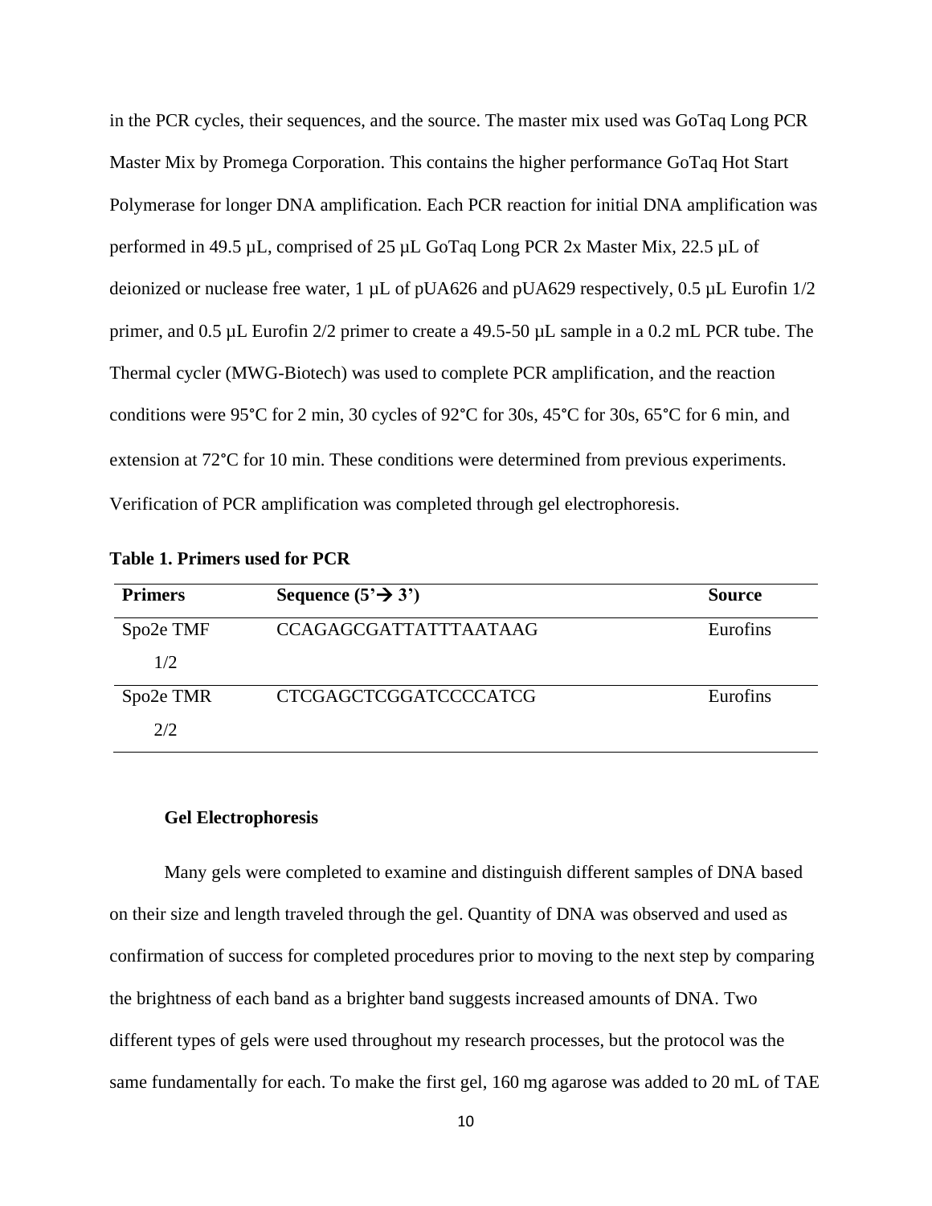in the PCR cycles, their sequences, and the source. The master mix used was GoTaq Long PCR Master Mix by Promega Corporation. This contains the higher performance GoTaq Hot Start Polymerase for longer DNA amplification. Each PCR reaction for initial DNA amplification was performed in 49.5 µL, comprised of 25 µL GoTaq Long PCR 2x Master Mix, 22.5 µL of deionized or nuclease free water, 1 µL of pUA626 and pUA629 respectively, 0.5 µL Eurofin 1/2 primer, and 0.5 µL Eurofin 2/2 primer to create a 49.5-50 µL sample in a 0.2 mL PCR tube. The Thermal cycler (MWG-Biotech) was used to complete PCR amplification, and the reaction conditions were 95°C for 2 min, 30 cycles of 92°C for 30s, 45°C for 30s, 65°C for 6 min, and extension at 72°C for 10 min. These conditions were determined from previous experiments. Verification of PCR amplification was completed through gel electrophoresis.

**Table 1. Primers used for PCR**

| Primers | Sequence (5'→ 3') | Source |
|---|---|---|
| Spo2e TMF 1/2 | CCAGAGCGATTATTTAATAAG | Eurofins |
| Spo2e TMR 2/2 | CTCGAGCTCGGATCCCCATCG | Eurofins |

**Gel Electrophoresis**

Many gels were completed to examine and distinguish different samples of DNA based on their size and length traveled through the gel. Quantity of DNA was observed and used as confirmation of success for completed procedures prior to moving to the next step by comparing the brightness of each band as a brighter band suggests increased amounts of DNA. Two different types of gels were used throughout my research processes, but the protocol was the same fundamentally for each. To make the first gel, 160 mg agarose was added to 20 mL of TAE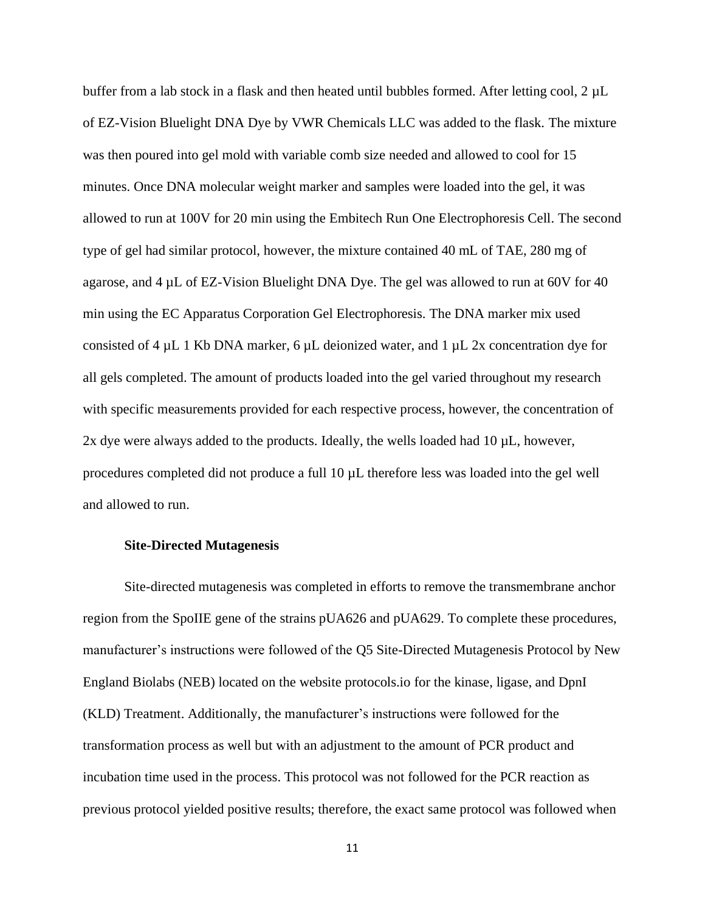buffer from a lab stock in a flask and then heated until bubbles formed. After letting cool, 2 µL of EZ-Vision Bluelight DNA Dye by VWR Chemicals LLC was added to the flask. The mixture was then poured into gel mold with variable comb size needed and allowed to cool for 15 minutes. Once DNA molecular weight marker and samples were loaded into the gel, it was allowed to run at 100V for 20 min using the Embitech Run One Electrophoresis Cell. The second type of gel had similar protocol, however, the mixture contained 40 mL of TAE, 280 mg of agarose, and 4 µL of EZ-Vision Bluelight DNA Dye. The gel was allowed to run at 60V for 40 min using the EC Apparatus Corporation Gel Electrophoresis. The DNA marker mix used consisted of 4 µL 1 Kb DNA marker, 6 µL deionized water, and 1 µL 2x concentration dye for all gels completed. The amount of products loaded into the gel varied throughout my research with specific measurements provided for each respective process, however, the concentration of 2x dye were always added to the products. Ideally, the wells loaded had 10 µL, however, procedures completed did not produce a full 10 µL therefore less was loaded into the gel well and allowed to run.

### Site-Directed Mutagenesis

Site-directed mutagenesis was completed in efforts to remove the transmembrane anchor region from the SpoIIE gene of the strains pUA626 and pUA629. To complete these procedures, manufacturer's instructions were followed of the Q5 Site-Directed Mutagenesis Protocol by New England Biolabs (NEB) located on the website protocols.io for the kinase, ligase, and DpnI (KLD) Treatment. Additionally, the manufacturer's instructions were followed for the transformation process as well but with an adjustment to the amount of PCR product and incubation time used in the process. This protocol was not followed for the PCR reaction as previous protocol yielded positive results; therefore, the exact same protocol was followed when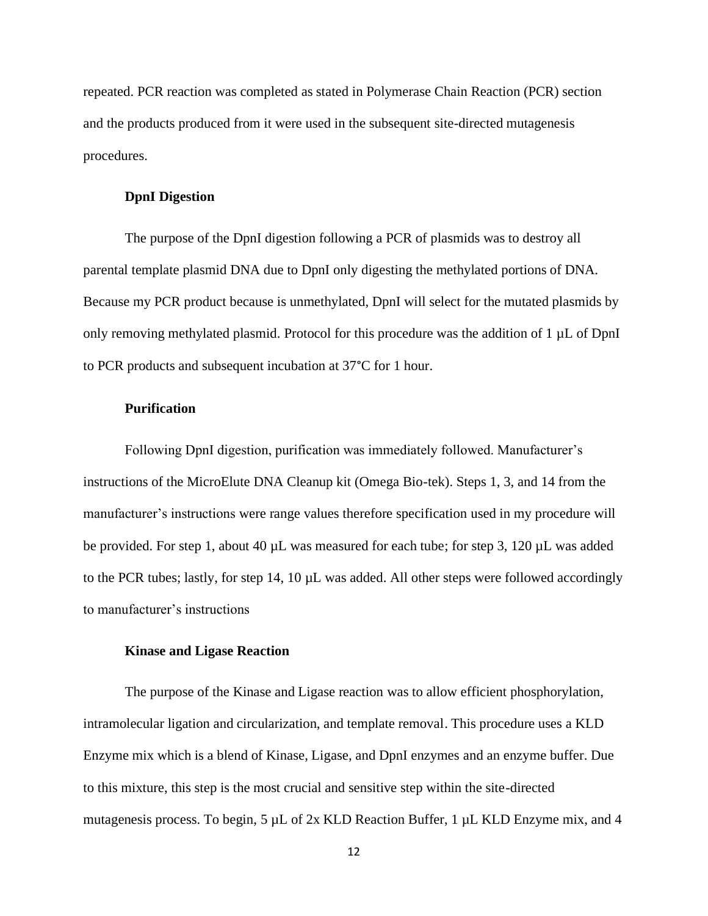repeated. PCR reaction was completed as stated in Polymerase Chain Reaction (PCR) section and the products produced from it were used in the subsequent site-directed mutagenesis procedures.

### DpnI Digestion

The purpose of the DpnI digestion following a PCR of plasmids was to destroy all parental template plasmid DNA due to DpnI only digesting the methylated portions of DNA. Because my PCR product because is unmethylated, DpnI will select for the mutated plasmids by only removing methylated plasmid. Protocol for this procedure was the addition of 1 µL of DpnI to PCR products and subsequent incubation at 37°C for 1 hour.

### Purification

Following DpnI digestion, purification was immediately followed. Manufacturer's instructions of the MicroElute DNA Cleanup kit (Omega Bio-tek). Steps 1, 3, and 14 from the manufacturer's instructions were range values therefore specification used in my procedure will be provided. For step 1, about 40 µL was measured for each tube; for step 3, 120 µL was added to the PCR tubes; lastly, for step 14, 10 µL was added. All other steps were followed accordingly to manufacturer's instructions

### Kinase and Ligase Reaction

The purpose of the Kinase and Ligase reaction was to allow efficient phosphorylation, intramolecular ligation and circularization, and template removal. This procedure uses a KLD Enzyme mix which is a blend of Kinase, Ligase, and DpnI enzymes and an enzyme buffer. Due to this mixture, this step is the most crucial and sensitive step within the site-directed mutagenesis process. To begin, 5 µL of 2x KLD Reaction Buffer, 1 µL KLD Enzyme mix, and 4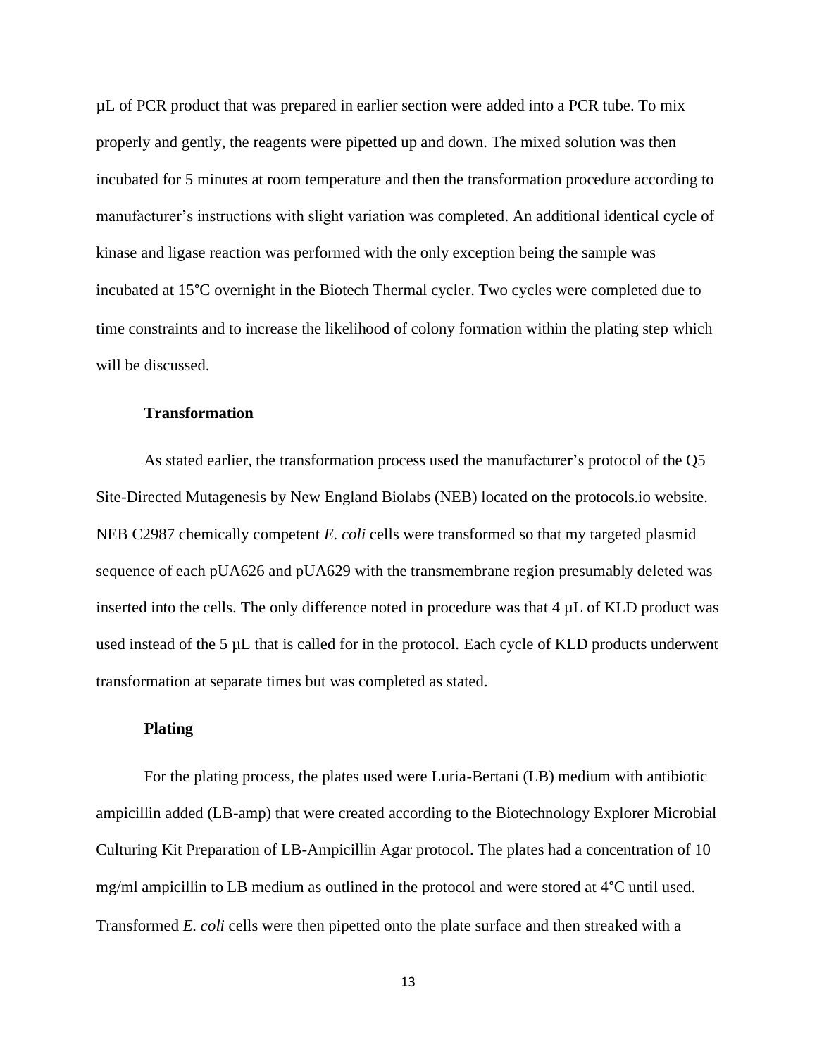µL of PCR product that was prepared in earlier section were added into a PCR tube. To mix properly and gently, the reagents were pipetted up and down. The mixed solution was then incubated for 5 minutes at room temperature and then the transformation procedure according to manufacturer's instructions with slight variation was completed. An additional identical cycle of kinase and ligase reaction was performed with the only exception being the sample was incubated at 15°C overnight in the Biotech Thermal cycler. Two cycles were completed due to time constraints and to increase the likelihood of colony formation within the plating step which will be discussed.

### Transformation

As stated earlier, the transformation process used the manufacturer's protocol of the Q5 Site-Directed Mutagenesis by New England Biolabs (NEB) located on the protocols.io website. NEB C2987 chemically competent *E. coli* cells were transformed so that my targeted plasmid sequence of each pUA626 and pUA629 with the transmembrane region presumably deleted was inserted into the cells. The only difference noted in procedure was that 4 µL of KLD product was used instead of the 5 µL that is called for in the protocol. Each cycle of KLD products underwent transformation at separate times but was completed as stated.

### Plating

For the plating process, the plates used were Luria-Bertani (LB) medium with antibiotic ampicillin added (LB-amp) that were created according to the Biotechnology Explorer Microbial Culturing Kit Preparation of LB-Ampicillin Agar protocol. The plates had a concentration of 10 mg/ml ampicillin to LB medium as outlined in the protocol and were stored at 4°C until used. Transformed *E. coli* cells were then pipetted onto the plate surface and then streaked with a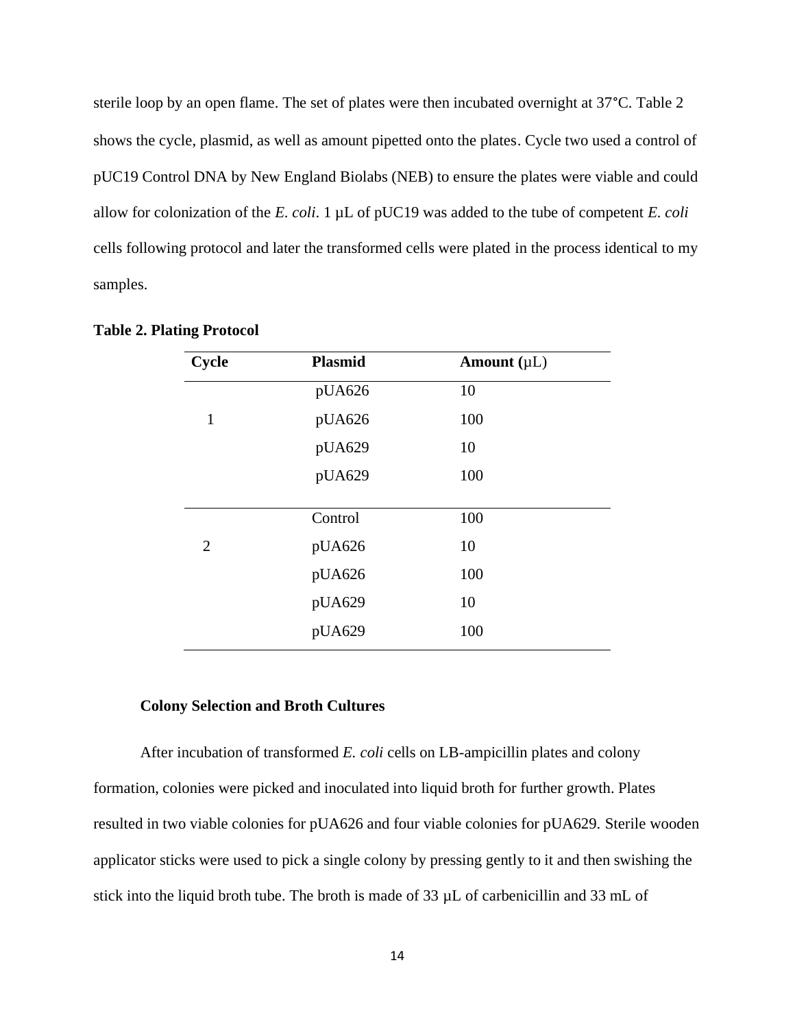sterile loop by an open flame. The set of plates were then incubated overnight at 37°C. Table 2 shows the cycle, plasmid, as well as amount pipetted onto the plates. Cycle two used a control of pUC19 Control DNA by New England Biolabs (NEB) to ensure the plates were viable and could allow for colonization of the *E. coli*. 1 µL of pUC19 was added to the tube of competent *E. coli* cells following protocol and later the transformed cells were plated in the process identical to my samples.

**Table 2. Plating Protocol**

| Cycle | Plasmid | Amount (µL) |
|---|---|---|
| 1 | pUA626 | 10 |
| | pUA626 | 100 |
| | pUA629 | 10 |
| | pUA629 | 100 |
| 2 | Control | 100 |
| | pUA626 | 10 |
| | pUA626 | 100 |
| | pUA629 | 10 |
| | pUA629 | 100 |

**Colony Selection and Broth Cultures**

After incubation of transformed *E. coli* cells on LB-ampicillin plates and colony formation, colonies were picked and inoculated into liquid broth for further growth. Plates resulted in two viable colonies for pUA626 and four viable colonies for pUA629. Sterile wooden applicator sticks were used to pick a single colony by pressing gently to it and then swishing the stick into the liquid broth tube. The broth is made of 33 µL of carbenicillin and 33 mL of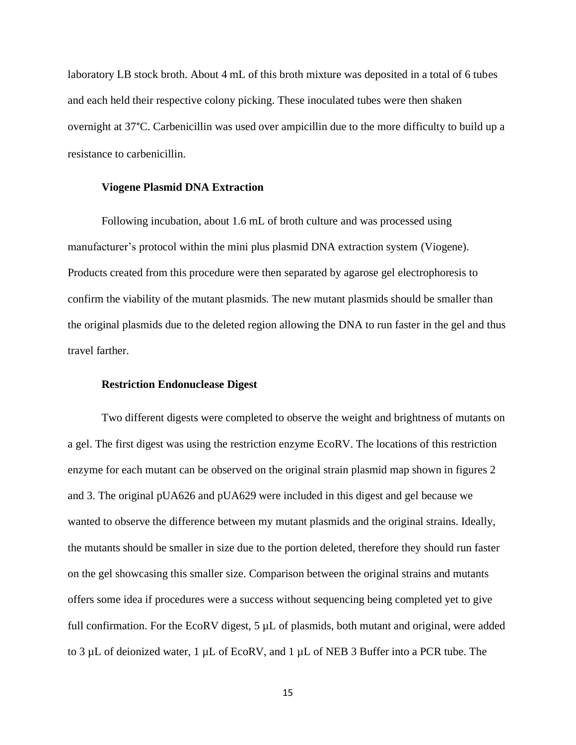laboratory LB stock broth. About 4 mL of this broth mixture was deposited in a total of 6 tubes and each held their respective colony picking. These inoculated tubes were then shaken overnight at 37°C. Carbenicillin was used over ampicillin due to the more difficulty to build up a resistance to carbenicillin.

### Viogene Plasmid DNA Extraction

Following incubation, about 1.6 mL of broth culture and was processed using manufacturer's protocol within the mini plus plasmid DNA extraction system (Viogene). Products created from this procedure were then separated by agarose gel electrophoresis to confirm the viability of the mutant plasmids. The new mutant plasmids should be smaller than the original plasmids due to the deleted region allowing the DNA to run faster in the gel and thus travel farther.

### Restriction Endonuclease Digest

Two different digests were completed to observe the weight and brightness of mutants on a gel. The first digest was using the restriction enzyme EcoRV. The locations of this restriction enzyme for each mutant can be observed on the original strain plasmid map shown in figures 2 and 3. The original pUA626 and pUA629 were included in this digest and gel because we wanted to observe the difference between my mutant plasmids and the original strains. Ideally, the mutants should be smaller in size due to the portion deleted, therefore they should run faster on the gel showcasing this smaller size. Comparison between the original strains and mutants offers some idea if procedures were a success without sequencing being completed yet to give full confirmation. For the EcoRV digest, 5 µL of plasmids, both mutant and original, were added to 3 µL of deionized water, 1 µL of EcoRV, and 1 µL of NEB 3 Buffer into a PCR tube. The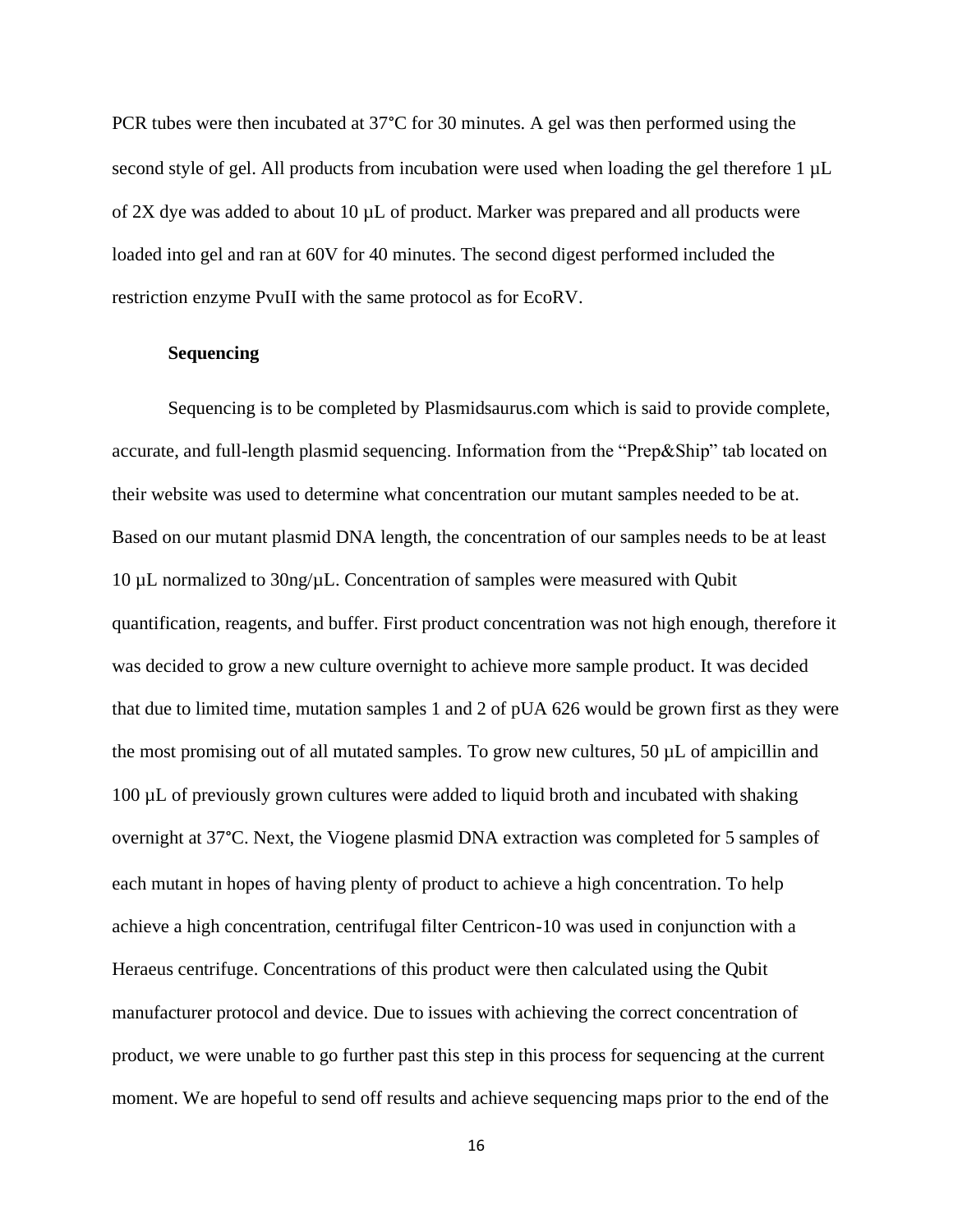PCR tubes were then incubated at 37°C for 30 minutes. A gel was then performed using the second style of gel. All products from incubation were used when loading the gel therefore 1 µL of 2X dye was added to about 10 µL of product. Marker was prepared and all products were loaded into gel and ran at 60V for 40 minutes. The second digest performed included the restriction enzyme PvuII with the same protocol as for EcoRV.

### Sequencing

Sequencing is to be completed by Plasmidsaurus.com which is said to provide complete, accurate, and full-length plasmid sequencing. Information from the "Prep&Ship" tab located on their website was used to determine what concentration our mutant samples needed to be at. Based on our mutant plasmid DNA length, the concentration of our samples needs to be at least 10 µL normalized to 30ng/µL. Concentration of samples were measured with Qubit quantification, reagents, and buffer. First product concentration was not high enough, therefore it was decided to grow a new culture overnight to achieve more sample product. It was decided that due to limited time, mutation samples 1 and 2 of pUA 626 would be grown first as they were the most promising out of all mutated samples. To grow new cultures, 50 µL of ampicillin and 100 µL of previously grown cultures were added to liquid broth and incubated with shaking overnight at 37°C. Next, the Viogene plasmid DNA extraction was completed for 5 samples of each mutant in hopes of having plenty of product to achieve a high concentration. To help achieve a high concentration, centrifugal filter Centricon-10 was used in conjunction with a Heraeus centrifuge. Concentrations of this product were then calculated using the Qubit manufacturer protocol and device. Due to issues with achieving the correct concentration of product, we were unable to go further past this step in this process for sequencing at the current moment. We are hopeful to send off results and achieve sequencing maps prior to the end of the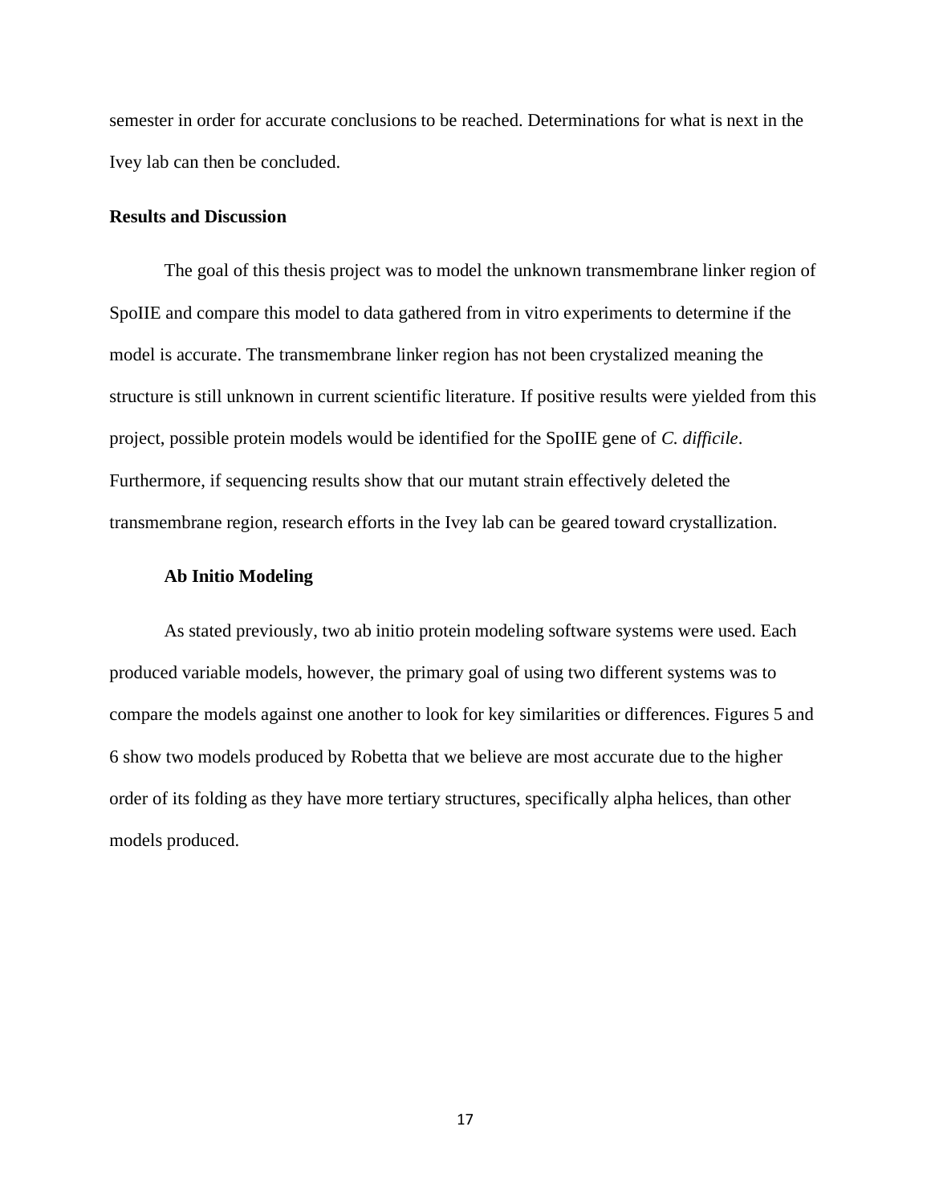semester in order for accurate conclusions to be reached. Determinations for what is next in the Ivey lab can then be concluded.

## Results and Discussion

The goal of this thesis project was to model the unknown transmembrane linker region of SpoIIE and compare this model to data gathered from in vitro experiments to determine if the model is accurate. The transmembrane linker region has not been crystalized meaning the structure is still unknown in current scientific literature. If positive results were yielded from this project, possible protein models would be identified for the SpoIIE gene of *C. difficile*. Furthermore, if sequencing results show that our mutant strain effectively deleted the transmembrane region, research efforts in the Ivey lab can be geared toward crystallization.

### Ab Initio Modeling

As stated previously, two ab initio protein modeling software systems were used. Each produced variable models, however, the primary goal of using two different systems was to compare the models against one another to look for key similarities or differences. Figures 5 and 6 show two models produced by Robetta that we believe are most accurate due to the higher order of its folding as they have more tertiary structures, specifically alpha helices, than other models produced.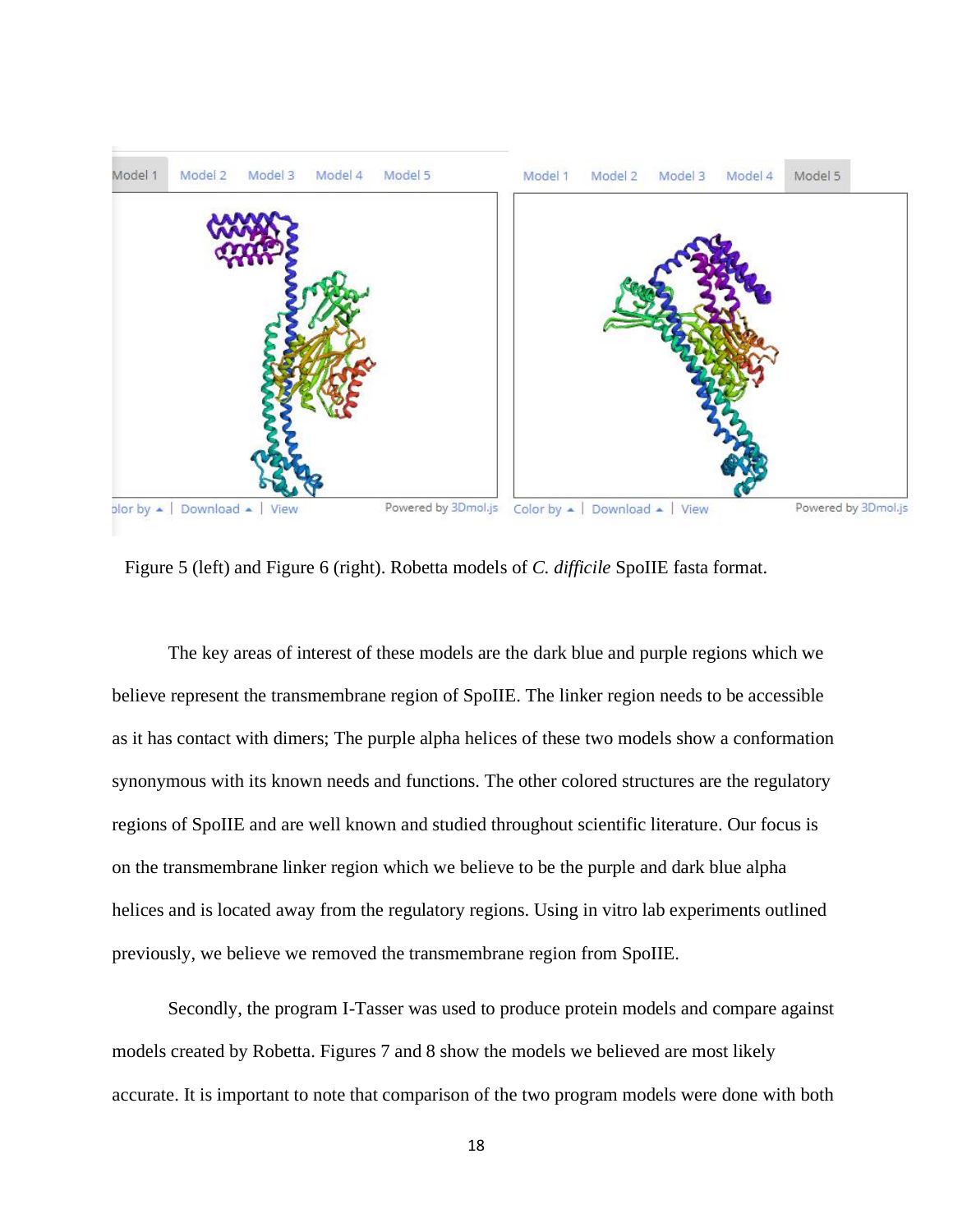Figure 5 (left) and Figure 6 (right). Robetta models of *C. difficile* SpoIIE fasta format.

The key areas of interest of these models are the dark blue and purple regions which we believe represent the transmembrane region of SpoIIE. The linker region needs to be accessible as it has contact with dimers; The purple alpha helices of these two models show a conformation synonymous with its known needs and functions. The other colored structures are the regulatory regions of SpoIIE and are well known and studied throughout scientific literature. Our focus is on the transmembrane linker region which we believe to be the purple and dark blue alpha helices and is located away from the regulatory regions. Using in vitro lab experiments outlined previously, we believe we removed the transmembrane region from SpoIIE.

Secondly, the program I-Tasser was used to produce protein models and compare against models created by Robetta. Figures 7 and 8 show the models we believed are most likely accurate. It is important to note that comparison of the two program models were done with both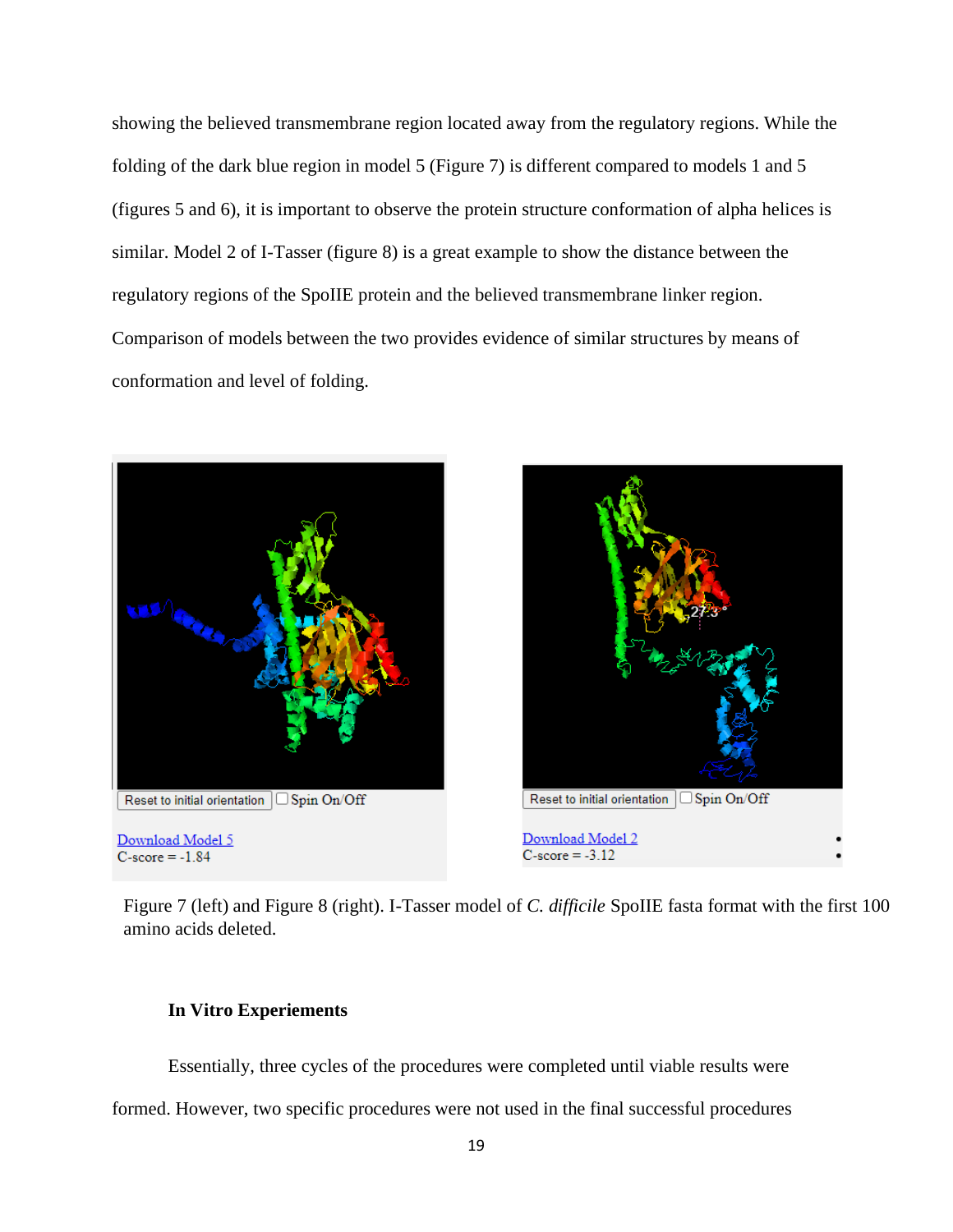showing the believed transmembrane region located away from the regulatory regions. While the folding of the dark blue region in model 5 (Figure 7) is different compared to models 1 and 5 (figures 5 and 6), it is important to observe the protein structure conformation of alpha helices is similar. Model 2 of I-Tasser (figure 8) is a great example to show the distance between the regulatory regions of the SpoIIE protein and the believed transmembrane linker region. Comparison of models between the two provides evidence of similar structures by means of conformation and level of folding.

Reset to initial orientation ☐ Spin On/Off

Download Model 5
C-score = -1.84

Reset to initial orientation ☐ Spin On/Off

Download Model 2
C-score = -3.12

Figure 7 (left) and Figure 8 (right). I-Tasser model of *C. difficile* SpoIIE fasta format with the first 100 amino acids deleted.

### In Vitro Experiements

Essentially, three cycles of the procedures were completed until viable results were formed. However, two specific procedures were not used in the final successful procedures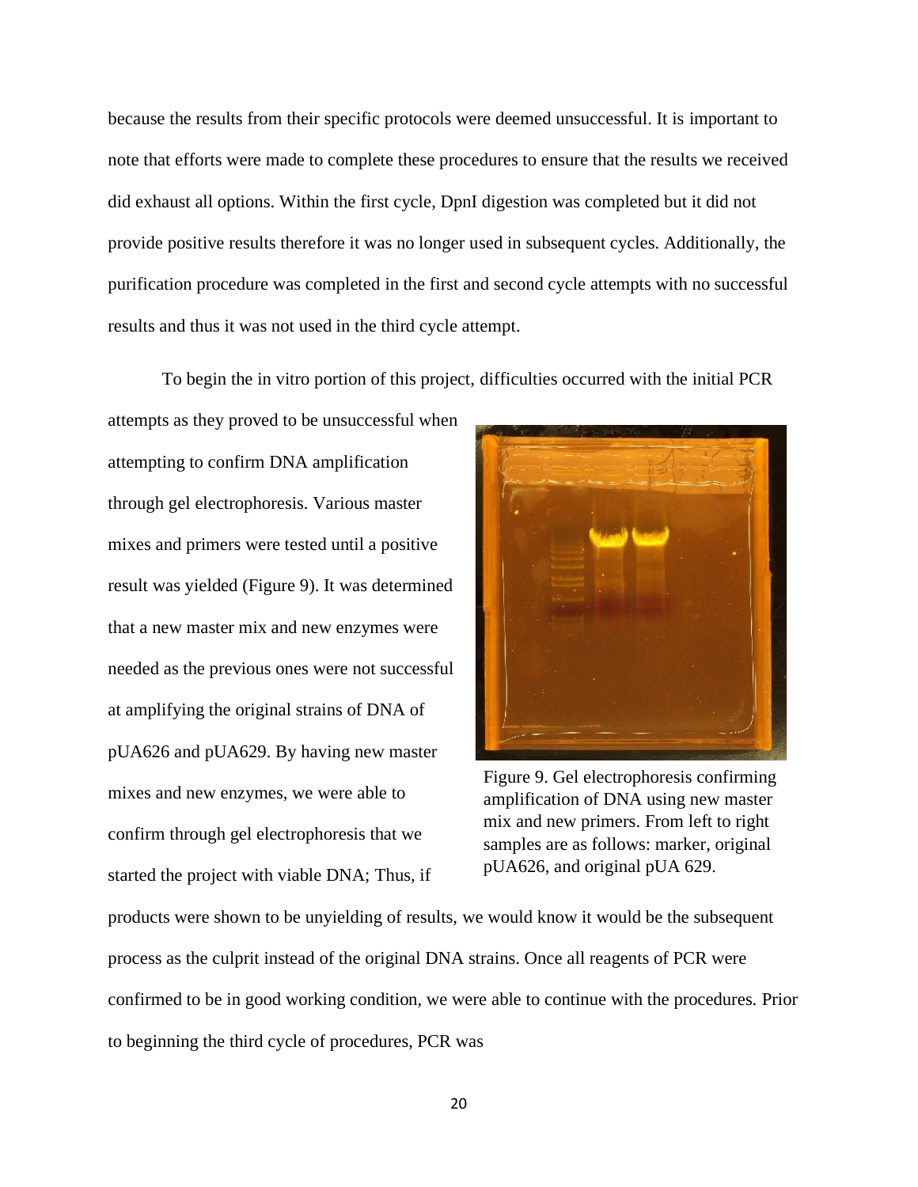because the results from their specific protocols were deemed unsuccessful. It is important to note that efforts were made to complete these procedures to ensure that the results we received did exhaust all options. Within the first cycle, DpnI digestion was completed but it did not provide positive results therefore it was no longer used in subsequent cycles. Additionally, the purification procedure was completed in the first and second cycle attempts with no successful results and thus it was not used in the third cycle attempt.

To begin the in vitro portion of this project, difficulties occurred with the initial PCR attempts as they proved to be unsuccessful when attempting to confirm DNA amplification through gel electrophoresis. Various master mixes and primers were tested until a positive result was yielded (Figure 9). It was determined that a new master mix and new enzymes were needed as the previous ones were not successful at amplifying the original strains of DNA of pUA626 and pUA629. By having new master mixes and new enzymes, we were able to confirm through gel electrophoresis that we started the project with viable DNA; Thus, if products were shown to be unyielding of results, we would know it would be the subsequent process as the culprit instead of the original DNA strains. Once all reagents of PCR were confirmed to be in good working condition, we were able to continue with the procedures. Prior to beginning the third cycle of procedures, PCR was

Figure 9. Gel electrophoresis confirming amplification of DNA using new master mix and new primers. From left to right samples are as follows: marker, original pUA626, and original pUA 629.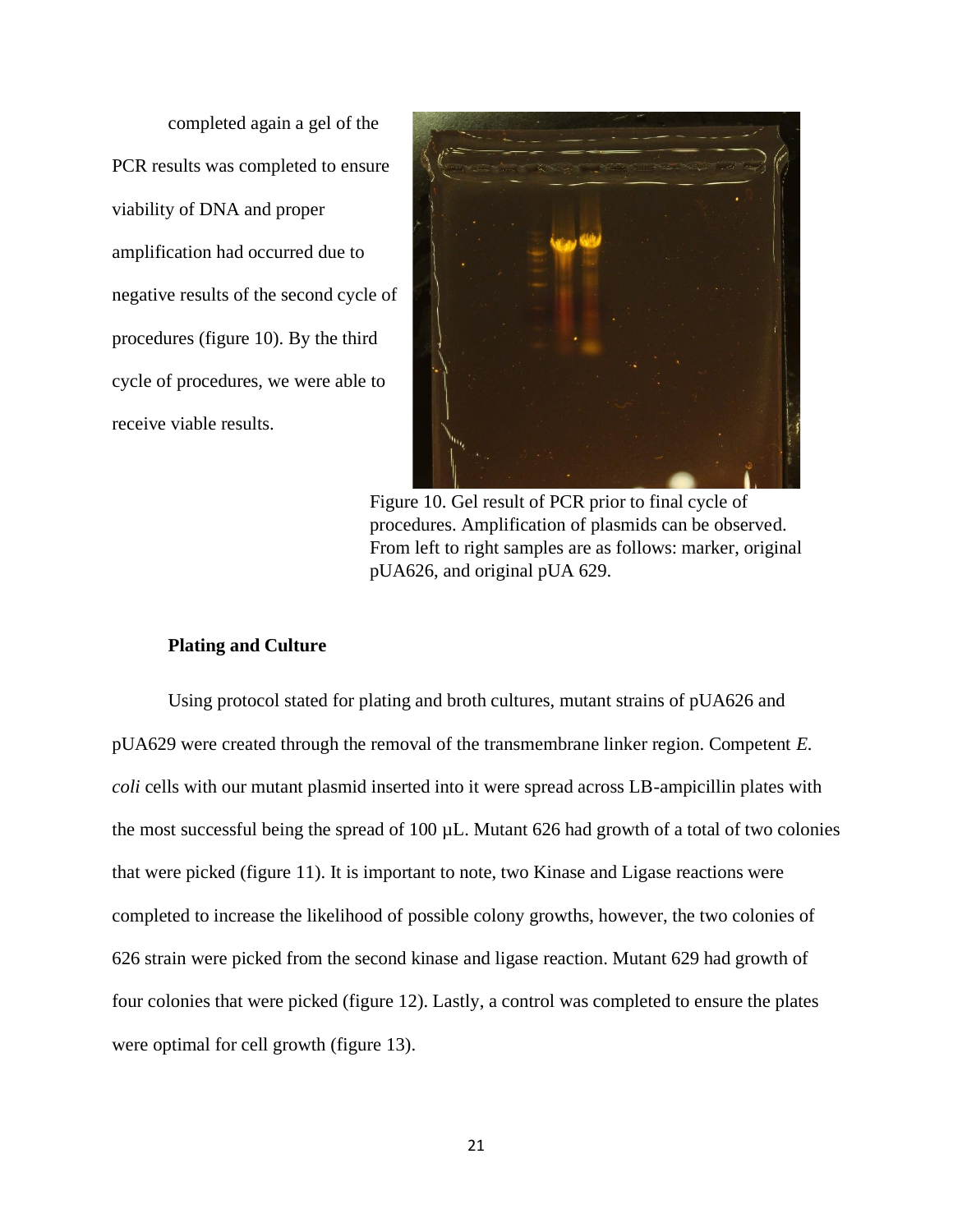completed again a gel of the PCR results was completed to ensure viability of DNA and proper amplification had occurred due to negative results of the second cycle of procedures (figure 10). By the third cycle of procedures, we were able to receive viable results.

Figure 10. Gel result of PCR prior to final cycle of procedures. Amplification of plasmids can be observed. From left to right samples are as follows: marker, original pUA626, and original pUA 629.

**Plating and Culture**

Using protocol stated for plating and broth cultures, mutant strains of pUA626 and pUA629 were created through the removal of the transmembrane linker region. Competent *E. coli* cells with our mutant plasmid inserted into it were spread across LB-ampicillin plates with the most successful being the spread of 100 µL. Mutant 626 had growth of a total of two colonies that were picked (figure 11). It is important to note, two Kinase and Ligase reactions were completed to increase the likelihood of possible colony growths, however, the two colonies of 626 strain were picked from the second kinase and ligase reaction. Mutant 629 had growth of four colonies that were picked (figure 12). Lastly, a control was completed to ensure the plates were optimal for cell growth (figure 13).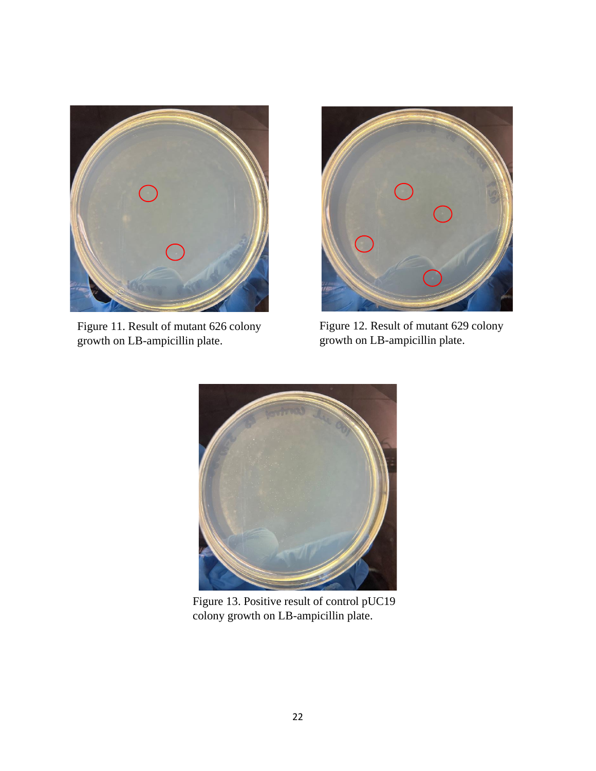Figure 11. Result of mutant 626 colony growth on LB-ampicillin plate.

Figure 12. Result of mutant 629 colony growth on LB-ampicillin plate.

Figure 13. Positive result of control pUC19 colony growth on LB-ampicillin plate.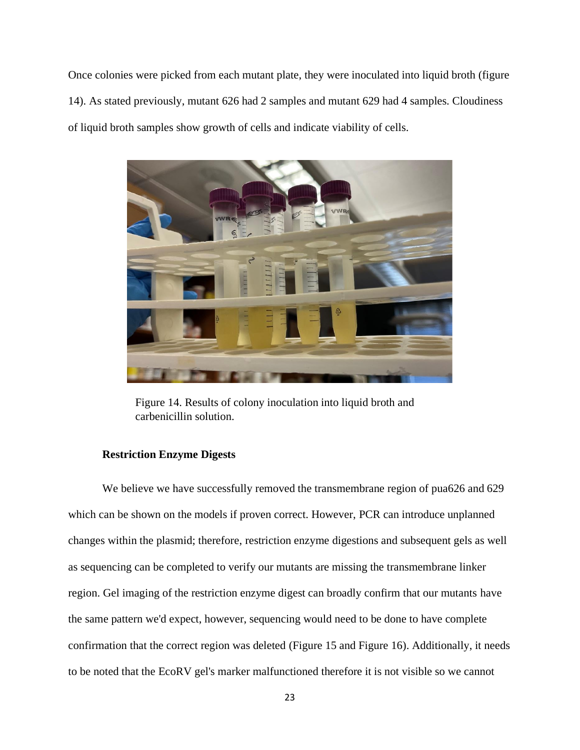Once colonies were picked from each mutant plate, they were inoculated into liquid broth (figure 14). As stated previously, mutant 626 had 2 samples and mutant 629 had 4 samples. Cloudiness of liquid broth samples show growth of cells and indicate viability of cells.

Figure 14. Results of colony inoculation into liquid broth and carbenicillin solution.

### Restriction Enzyme Digests

We believe we have successfully removed the transmembrane region of pua626 and 629 which can be shown on the models if proven correct. However, PCR can introduce unplanned changes within the plasmid; therefore, restriction enzyme digestions and subsequent gels as well as sequencing can be completed to verify our mutants are missing the transmembrane linker region. Gel imaging of the restriction enzyme digest can broadly confirm that our mutants have the same pattern we'd expect, however, sequencing would need to be done to have complete confirmation that the correct region was deleted (Figure 15 and Figure 16). Additionally, it needs to be noted that the EcoRV gel's marker malfunctioned therefore it is not visible so we cannot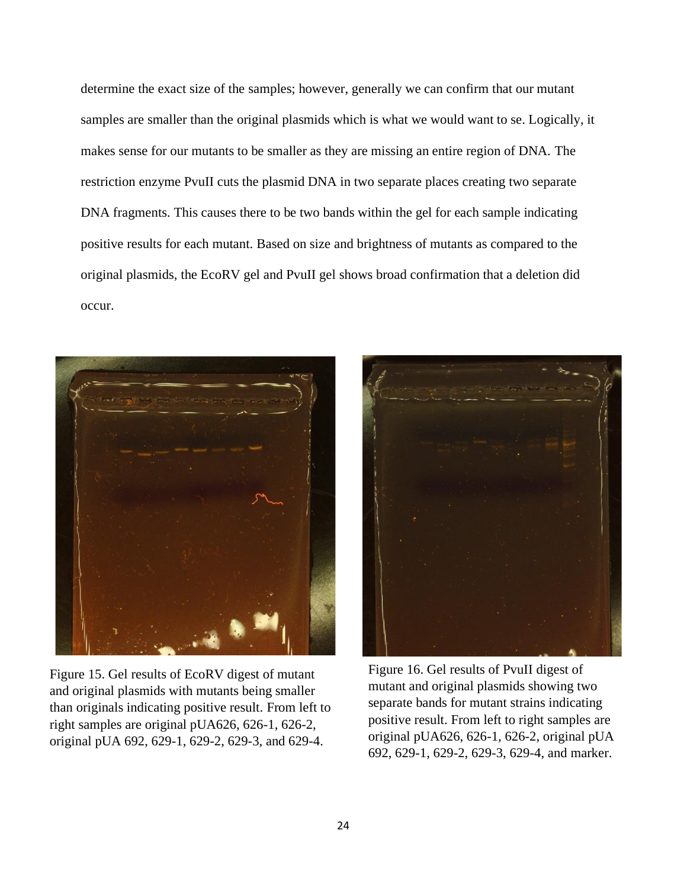determine the exact size of the samples; however, generally we can confirm that our mutant samples are smaller than the original plasmids which is what we would want to se. Logically, it makes sense for our mutants to be smaller as they are missing an entire region of DNA. The restriction enzyme PvuII cuts the plasmid DNA in two separate places creating two separate DNA fragments. This causes there to be two bands within the gel for each sample indicating positive results for each mutant. Based on size and brightness of mutants as compared to the original plasmids, the EcoRV gel and PvuII gel shows broad confirmation that a deletion did occur.

Figure 15. Gel results of EcoRV digest of mutant and original plasmids with mutants being smaller than originals indicating positive result. From left to right samples are original pUA626, 626-1, 626-2, original pUA 692, 629-1, 629-2, 629-3, and 629-4.

Figure 16. Gel results of PvuII digest of mutant and original plasmids showing two separate bands for mutant strains indicating positive result. From left to right samples are original pUA626, 626-1, 626-2, original pUA 692, 629-1, 629-2, 629-3, 629-4, and marker.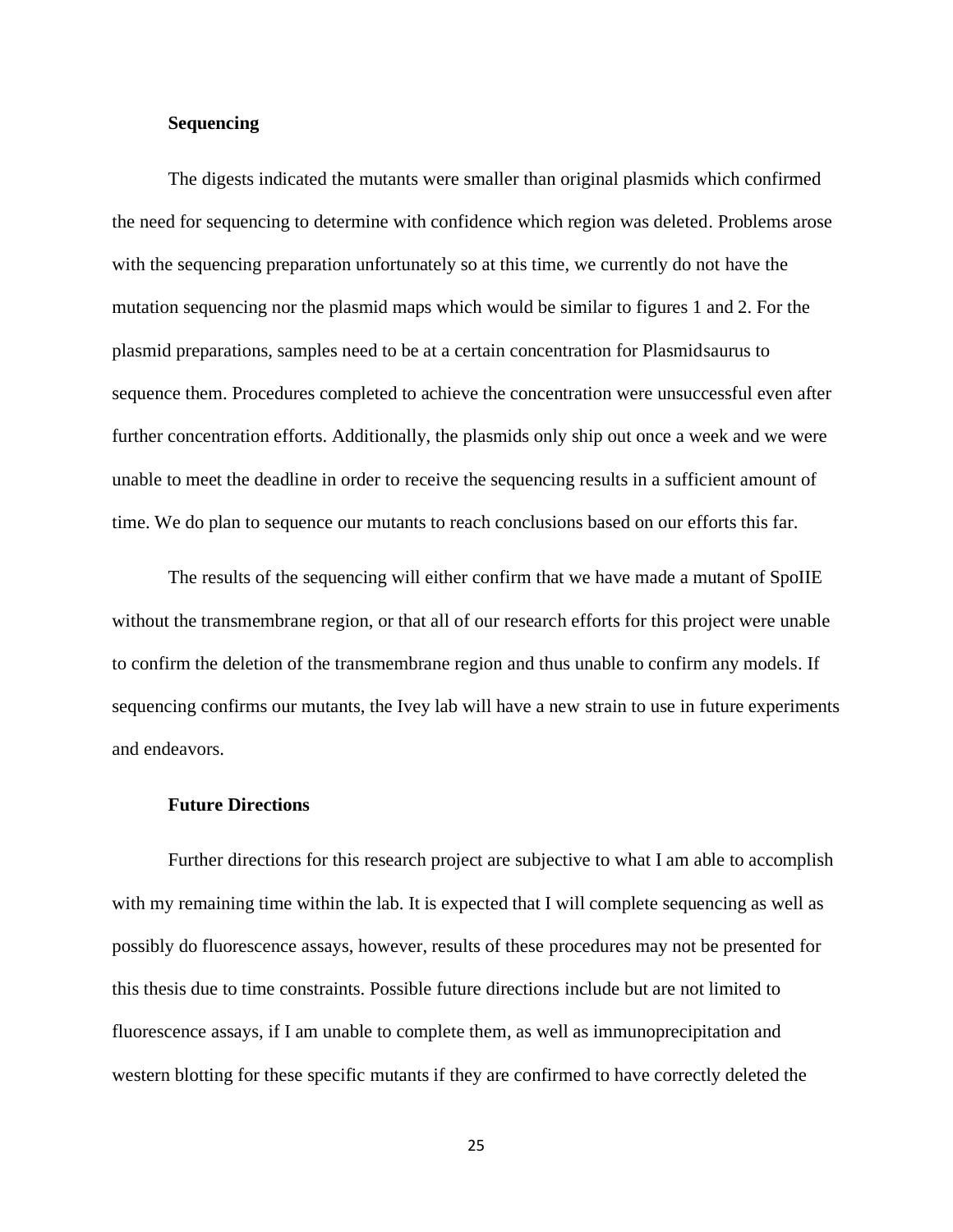### Sequencing

The digests indicated the mutants were smaller than original plasmids which confirmed the need for sequencing to determine with confidence which region was deleted. Problems arose with the sequencing preparation unfortunately so at this time, we currently do not have the mutation sequencing nor the plasmid maps which would be similar to figures 1 and 2. For the plasmid preparations, samples need to be at a certain concentration for Plasmidsaurus to sequence them. Procedures completed to achieve the concentration were unsuccessful even after further concentration efforts. Additionally, the plasmids only ship out once a week and we were unable to meet the deadline in order to receive the sequencing results in a sufficient amount of time. We do plan to sequence our mutants to reach conclusions based on our efforts this far.

The results of the sequencing will either confirm that we have made a mutant of SpoIIE without the transmembrane region, or that all of our research efforts for this project were unable to confirm the deletion of the transmembrane region and thus unable to confirm any models. If sequencing confirms our mutants, the Ivey lab will have a new strain to use in future experiments and endeavors.

### Future Directions

Further directions for this research project are subjective to what I am able to accomplish with my remaining time within the lab. It is expected that I will complete sequencing as well as possibly do fluorescence assays, however, results of these procedures may not be presented for this thesis due to time constraints. Possible future directions include but are not limited to fluorescence assays, if I am unable to complete them, as well as immunoprecipitation and western blotting for these specific mutants if they are confirmed to have correctly deleted the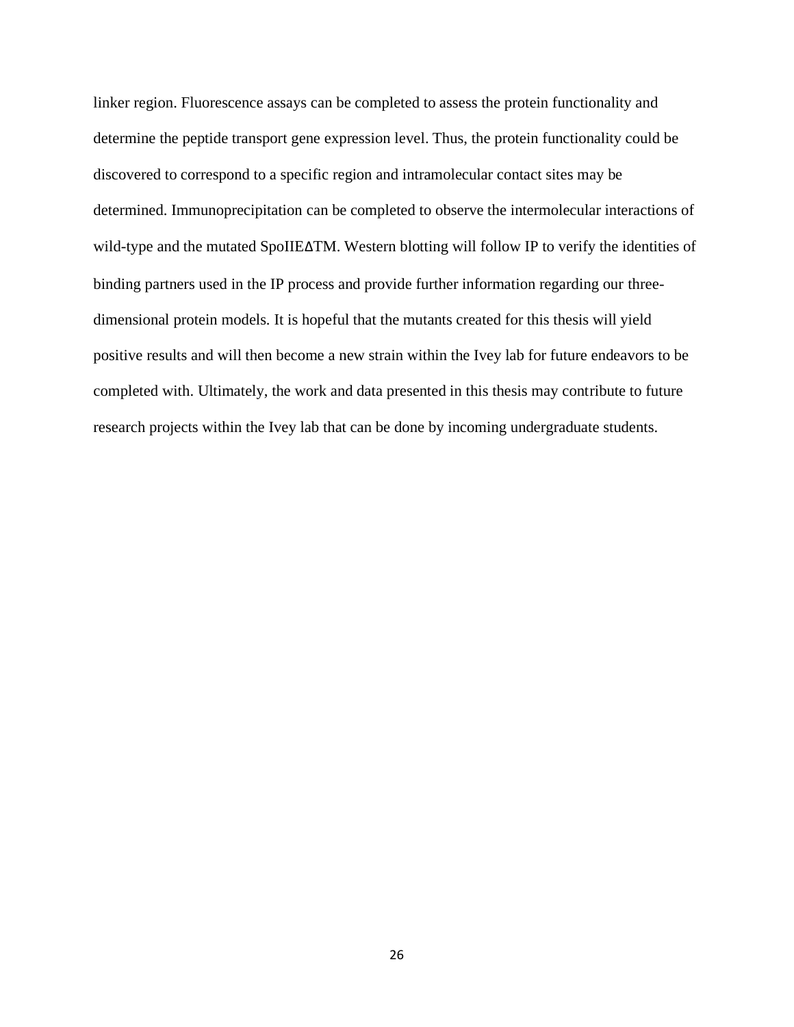linker region. Fluorescence assays can be completed to assess the protein functionality and determine the peptide transport gene expression level. Thus, the protein functionality could be discovered to correspond to a specific region and intramolecular contact sites may be determined. Immunoprecipitation can be completed to observe the intermolecular interactions of wild-type and the mutated SpoIIEΔTM. Western blotting will follow IP to verify the identities of binding partners used in the IP process and provide further information regarding our three-dimensional protein models. It is hopeful that the mutants created for this thesis will yield positive results and will then become a new strain within the Ivey lab for future endeavors to be completed with. Ultimately, the work and data presented in this thesis may contribute to future research projects within the Ivey lab that can be done by incoming undergraduate students.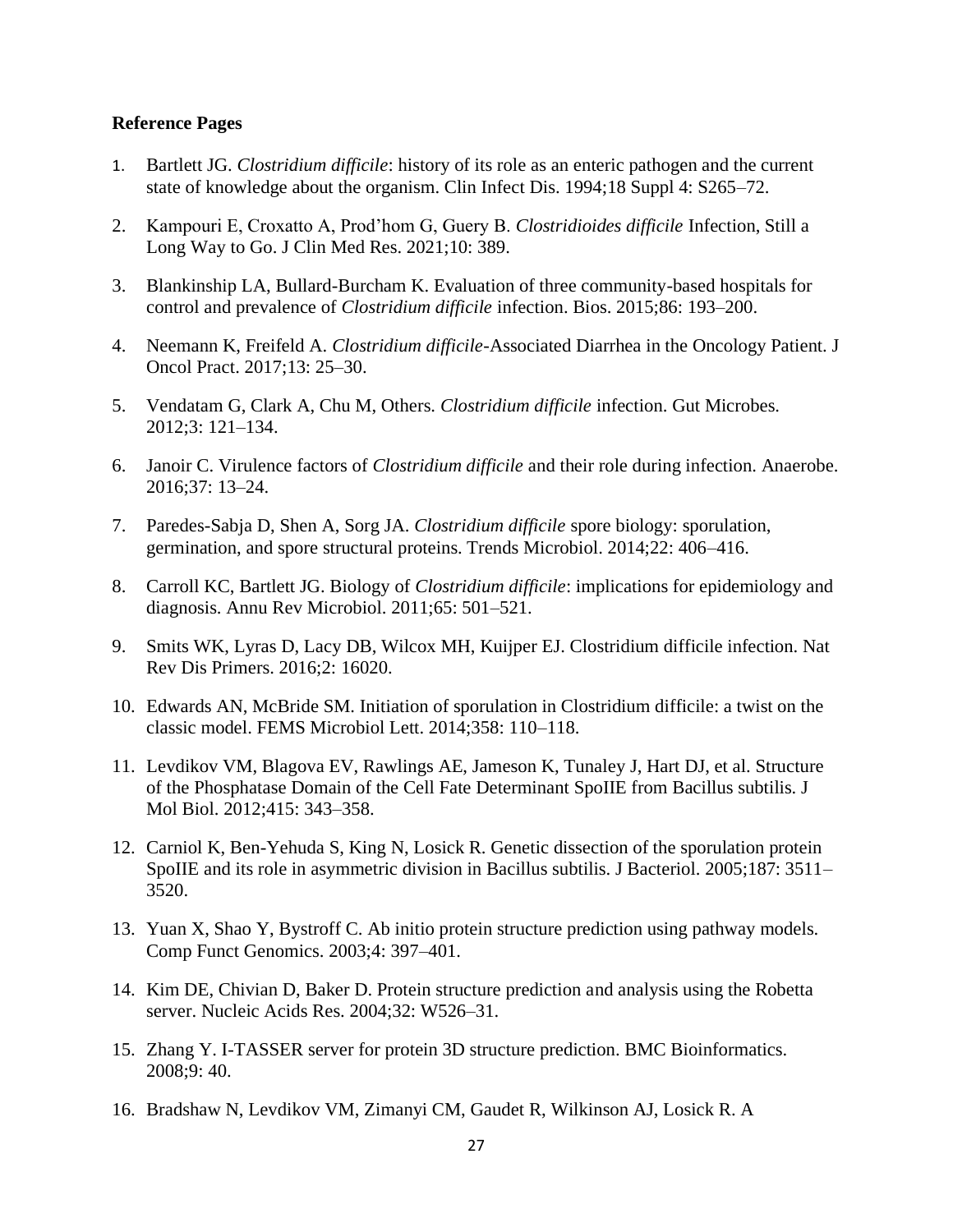**Reference Pages**

1. Bartlett JG. *Clostridium difficile*: history of its role as an enteric pathogen and the current state of knowledge about the organism. Clin Infect Dis. 1994;18 Suppl 4: S265–72.

2. Kampouri E, Croxatto A, Prod'hom G, Guery B. *Clostridioides difficile* Infection, Still a Long Way to Go. J Clin Med Res. 2021;10: 389.

3. Blankinship LA, Bullard-Burcham K. Evaluation of three community-based hospitals for control and prevalence of *Clostridium difficile* infection. Bios. 2015;86: 193–200.

4. Neemann K, Freifeld A. *Clostridium difficile*-Associated Diarrhea in the Oncology Patient. J Oncol Pract. 2017;13: 25–30.

5. Vendatam G, Clark A, Chu M, Others. *Clostridium difficile* infection. Gut Microbes. 2012;3: 121–134.

6. Janoir C. Virulence factors of *Clostridium difficile* and their role during infection. Anaerobe. 2016;37: 13–24.

7. Paredes-Sabja D, Shen A, Sorg JA. *Clostridium difficile* spore biology: sporulation, germination, and spore structural proteins. Trends Microbiol. 2014;22: 406–416.

8. Carroll KC, Bartlett JG. Biology of *Clostridium difficile*: implications for epidemiology and diagnosis. Annu Rev Microbiol. 2011;65: 501–521.

9. Smits WK, Lyras D, Lacy DB, Wilcox MH, Kuijper EJ. Clostridium difficile infection. Nat Rev Dis Primers. 2016;2: 16020.

10. Edwards AN, McBride SM. Initiation of sporulation in Clostridium difficile: a twist on the classic model. FEMS Microbiol Lett. 2014;358: 110–118.

11. Levdikov VM, Blagova EV, Rawlings AE, Jameson K, Tunaley J, Hart DJ, et al. Structure of the Phosphatase Domain of the Cell Fate Determinant SpoIIE from Bacillus subtilis. J Mol Biol. 2012;415: 343–358.

12. Carniol K, Ben-Yehuda S, King N, Losick R. Genetic dissection of the sporulation protein SpoIIE and its role in asymmetric division in Bacillus subtilis. J Bacteriol. 2005;187: 3511–3520.

13. Yuan X, Shao Y, Bystroff C. Ab initio protein structure prediction using pathway models. Comp Funct Genomics. 2003;4: 397–401.

14. Kim DE, Chivian D, Baker D. Protein structure prediction and analysis using the Robetta server. Nucleic Acids Res. 2004;32: W526–31.

15. Zhang Y. I-TASSER server for protein 3D structure prediction. BMC Bioinformatics. 2008;9: 40.

16. Bradshaw N, Levdikov VM, Zimanyi CM, Gaudet R, Wilkinson AJ, Losick R. A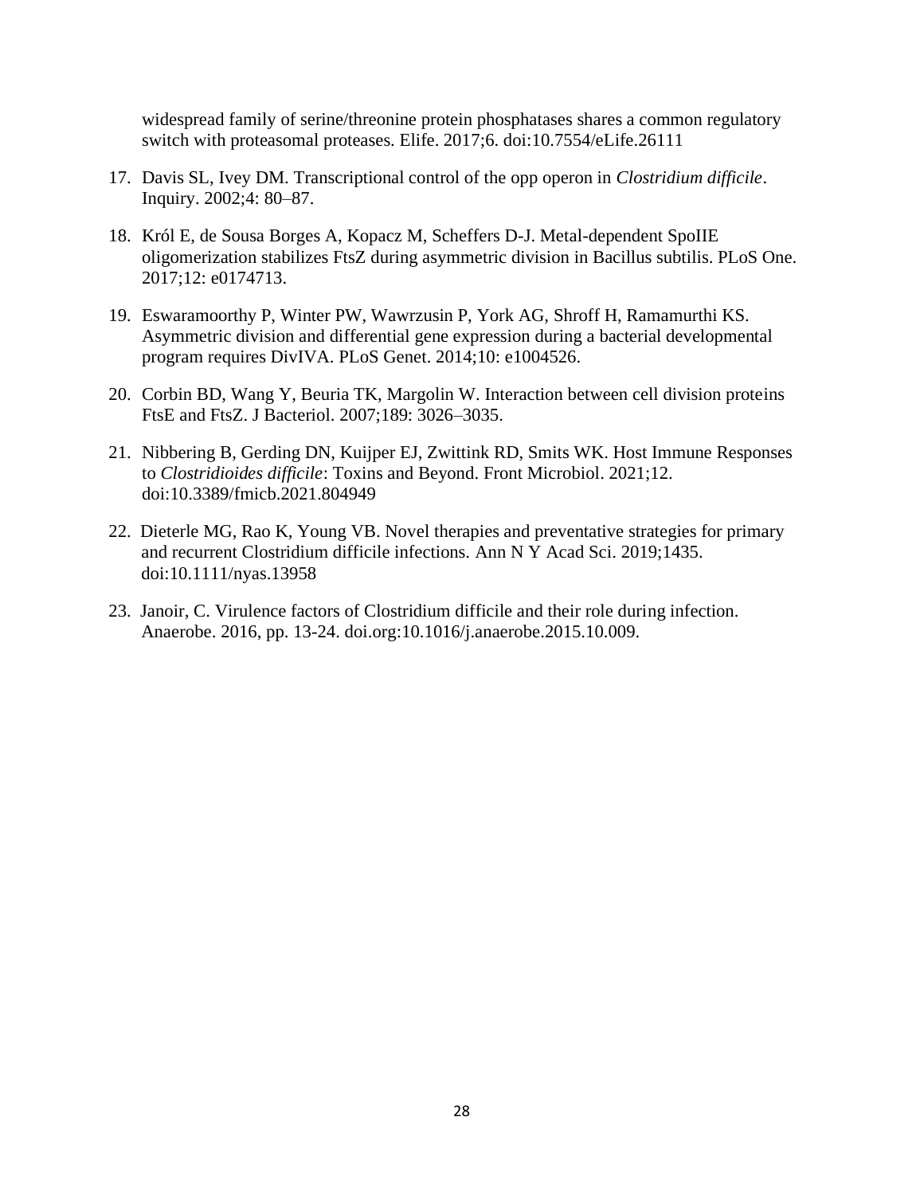widespread family of serine/threonine protein phosphatases shares a common regulatory switch with proteasomal proteases. Elife. 2017;6. doi:10.7554/eLife.26111

17. Davis SL, Ivey DM. Transcriptional control of the opp operon in *Clostridium difficile*. Inquiry. 2002;4: 80–87.

18. Król E, de Sousa Borges A, Kopacz M, Scheffers D-J. Metal-dependent SpoIIE oligomerization stabilizes FtsZ during asymmetric division in Bacillus subtilis. PLoS One. 2017;12: e0174713.

19. Eswaramoorthy P, Winter PW, Wawrzusin P, York AG, Shroff H, Ramamurthi KS. Asymmetric division and differential gene expression during a bacterial developmental program requires DivIVA. PLoS Genet. 2014;10: e1004526.

20. Corbin BD, Wang Y, Beuria TK, Margolin W. Interaction between cell division proteins FtsE and FtsZ. J Bacteriol. 2007;189: 3026–3035.

21. Nibbering B, Gerding DN, Kuijper EJ, Zwittink RD, Smits WK. Host Immune Responses to *Clostridioides difficile*: Toxins and Beyond. Front Microbiol. 2021;12. doi:10.3389/fmicb.2021.804949

22. Dieterle MG, Rao K, Young VB. Novel therapies and preventative strategies for primary and recurrent Clostridium difficile infections. Ann N Y Acad Sci. 2019;1435. doi:10.1111/nyas.13958

23. Janoir, C. Virulence factors of Clostridium difficile and their role during infection. Anaerobe. 2016, pp. 13-24. doi.org:10.1016/j.anaerobe.2015.10.009.